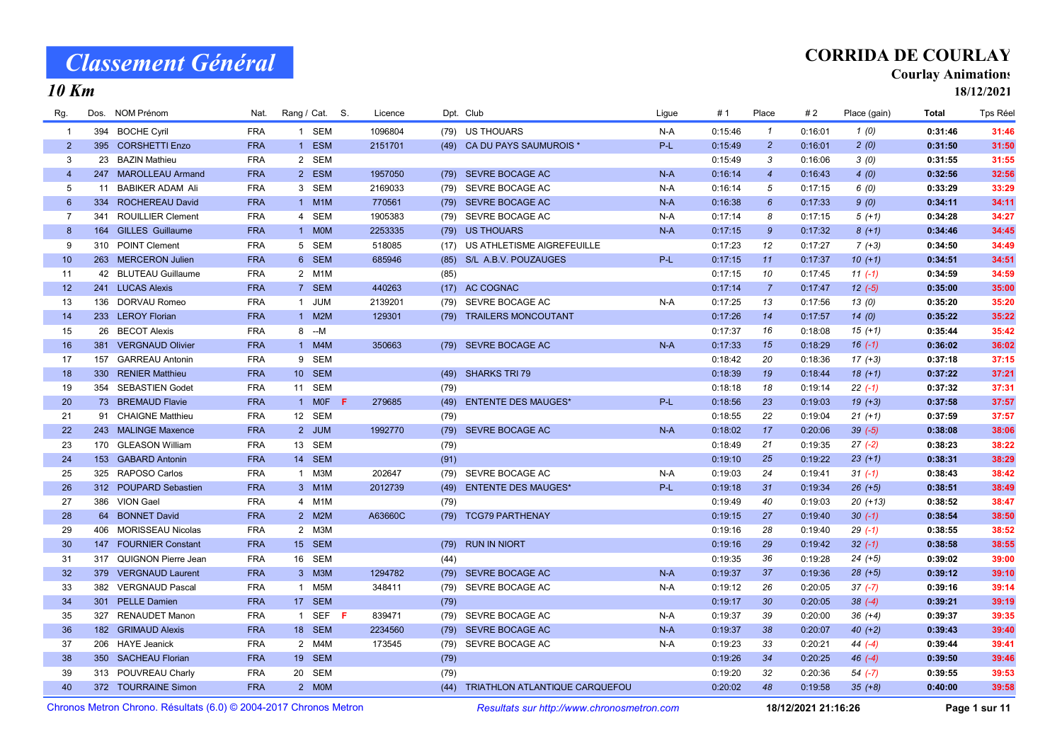# Classement Général

## 10 Km

**CORRIDA DE COURLAY**
**Courlay Animations**
**18/12/2021**

| Rg. | Dos. | NOM Prénom | Nat. | Rang / Cat. | | S. | Licence | Dpt. | Club | Ligue | # 1 | Place | # 2 | Place (gain) | Total | Tps Réel |
|---|---|---|---|---|---|---|---|---|---|---|---|---|---|---|---|---|
| 1 | 394 | BOCHE Cyril | FRA | 1 | SEM | | 1096804 | (79) | US THOUARS | N-A | 0:15:46 | 1 | 0:16:01 | 1 (0) | 0:31:46 | 31:46 |
| 2 | 395 | CORSHETTI Enzo | FRA | 1 | ESM | | 2151701 | (49) | CA DU PAYS SAUMUROIS * | P-L | 0:15:49 | 2 | 0:16:01 | 2 (0) | 0:31:50 | 31:50 |
| 3 | 23 | BAZIN Mathieu | FRA | 2 | SEM | | | | | | 0:15:49 | 3 | 0:16:06 | 3 (0) | 0:31:55 | 31:55 |
| 4 | 247 | MAROLLEAU Armand | FRA | 2 | ESM | | 1957050 | (79) | SEVRE BOCAGE AC | N-A | 0:16:14 | 4 | 0:16:43 | 4 (0) | 0:32:56 | 32:56 |
| 5 | 11 | BABIKER ADAM Ali | FRA | 3 | SEM | | 2169033 | (79) | SEVRE BOCAGE AC | N-A | 0:16:14 | 5 | 0:17:15 | 6 (0) | 0:33:29 | 33:29 |
| 6 | 334 | ROCHEREAU David | FRA | 1 | M1M | | 770561 | (79) | SEVRE BOCAGE AC | N-A | 0:16:38 | 6 | 0:17:33 | 9 (0) | 0:34:11 | 34:11 |
| 7 | 341 | ROUILLIER Clement | FRA | 4 | SEM | | 1905383 | (79) | SEVRE BOCAGE AC | N-A | 0:17:14 | 8 | 0:17:15 | 5 (+1) | 0:34:28 | 34:27 |
| 8 | 164 | GILLES Guillaume | FRA | 1 | M0M | | 2253335 | (79) | US THOUARS | N-A | 0:17:15 | 9 | 0:17:32 | 8 (+1) | 0:34:46 | 34:45 |
| 9 | 310 | POINT Clement | FRA | 5 | SEM | | 518085 | (17) | US ATHLETISME AIGREFEUILLE | | 0:17:23 | 12 | 0:17:27 | 7 (+3) | 0:34:50 | 34:49 |
| 10 | 263 | MERCERON Julien | FRA | 6 | SEM | | 685946 | (85) | S/L A.B.V. POUZAUGES | P-L | 0:17:15 | 11 | 0:17:37 | 10 (+1) | 0:34:51 | 34:51 |
| 11 | 42 | BLUTEAU Guillaume | FRA | 2 | M1M | | | (85) | | | 0:17:15 | 10 | 0:17:45 | 11 (-1) | 0:34:59 | 34:59 |
| 12 | 241 | LUCAS Alexis | FRA | 7 | SEM | | 440263 | (17) | AC COGNAC | | 0:17:14 | 7 | 0:17:47 | 12 (-5) | 0:35:00 | 35:00 |
| 13 | 136 | DORVAU Romeo | FRA | 1 | JUM | | 2139201 | (79) | SEVRE BOCAGE AC | N-A | 0:17:25 | 13 | 0:17:56 | 13 (0) | 0:35:20 | 35:20 |
| 14 | 233 | LEROY Florian | FRA | 1 | M2M | | 129301 | (79) | TRAILERS MONCOUTANT | | 0:17:26 | 14 | 0:17:57 | 14 (0) | 0:35:22 | 35:22 |
| 15 | 26 | BECOT Alexis | FRA | 8 | --M | | | | | | 0:17:37 | 16 | 0:18:08 | 15 (+1) | 0:35:44 | 35:42 |
| 16 | 381 | VERGNAUD Olivier | FRA | 1 | M4M | | 350663 | (79) | SEVRE BOCAGE AC | N-A | 0:17:33 | 15 | 0:18:29 | 16 (-1) | 0:36:02 | 36:02 |
| 17 | 157 | GARREAU Antonin | FRA | 9 | SEM | | | | | | 0:18:42 | 20 | 0:18:36 | 17 (+3) | 0:37:18 | 37:15 |
| 18 | 330 | RENIER Matthieu | FRA | 10 | SEM | | | (49) | SHARKS TRI 79 | | 0:18:39 | 19 | 0:18:44 | 18 (+1) | 0:37:22 | 37:21 |
| 19 | 354 | SEBASTIEN Godet | FRA | 11 | SEM | | | (79) | | | 0:18:18 | 18 | 0:19:14 | 22 (-1) | 0:37:32 | 37:31 |
| 20 | 73 | BREMAUD Flavie | FRA | 1 | M0F | F | 279685 | (49) | ENTENTE DES MAUGES* | P-L | 0:18:56 | 23 | 0:19:03 | 19 (+3) | 0:37:58 | 37:57 |
| 21 | 91 | CHAIGNE Matthieu | FRA | 12 | SEM | | | (79) | | | 0:18:55 | 22 | 0:19:04 | 21 (+1) | 0:37:59 | 37:57 |
| 22 | 243 | MALINGE Maxence | FRA | 2 | JUM | | 1992770 | (79) | SEVRE BOCAGE AC | N-A | 0:18:02 | 17 | 0:20:06 | 39 (-5) | 0:38:08 | 38:06 |
| 23 | 170 | GLEASON William | FRA | 13 | SEM | | | (79) | | | 0:18:49 | 21 | 0:19:35 | 27 (-2) | 0:38:23 | 38:22 |
| 24 | 153 | GABARD Antonin | FRA | 14 | SEM | | | (91) | | | 0:19:10 | 25 | 0:19:22 | 23 (+1) | 0:38:31 | 38:29 |
| 25 | 325 | RAPOSO Carlos | FRA | 1 | M3M | | 202647 | (79) | SEVRE BOCAGE AC | N-A | 0:19:03 | 24 | 0:19:41 | 31 (-1) | 0:38:43 | 38:42 |
| 26 | 312 | POUPARD Sebastien | FRA | 3 | M1M | | 2012739 | (49) | ENTENTE DES MAUGES* | P-L | 0:19:18 | 31 | 0:19:34 | 26 (+5) | 0:38:51 | 38:49 |
| 27 | 386 | VION Gael | FRA | 4 | M1M | | | (79) | | | 0:19:49 | 40 | 0:19:03 | 20 (+13) | 0:38:52 | 38:47 |
| 28 | 64 | BONNET David | FRA | 2 | M2M | | A63660C | (79) | TCG79 PARTHENAY | | 0:19:15 | 27 | 0:19:40 | 30 (-1) | 0:38:54 | 38:50 |
| 29 | 406 | MORISSEAU Nicolas | FRA | 2 | M3M | | | | | | 0:19:16 | 28 | 0:19:40 | 29 (-1) | 0:38:55 | 38:52 |
| 30 | 147 | FOURNIER Constant | FRA | 15 | SEM | | | (79) | RUN IN NIORT | | 0:19:16 | 29 | 0:19:42 | 32 (-1) | 0:38:58 | 38:55 |
| 31 | 317 | QUIGNON Pierre Jean | FRA | 16 | SEM | | | (44) | | | 0:19:35 | 36 | 0:19:28 | 24 (+5) | 0:39:02 | 39:00 |
| 32 | 379 | VERGNAUD Laurent | FRA | 3 | M3M | | 1294782 | (79) | SEVRE BOCAGE AC | N-A | 0:19:37 | 37 | 0:19:36 | 28 (+5) | 0:39:12 | 39:10 |
| 33 | 382 | VERGNAUD Pascal | FRA | 1 | M5M | | 348411 | (79) | SEVRE BOCAGE AC | N-A | 0:19:12 | 26 | 0:20:05 | 37 (-7) | 0:39:16 | 39:14 |
| 34 | 301 | PELLE Damien | FRA | 17 | SEM | | | (79) | | | 0:19:17 | 30 | 0:20:05 | 38 (-4) | 0:39:21 | 39:19 |
| 35 | 327 | RENAUDET Manon | FRA | 1 | SEF | F | 839471 | (79) | SEVRE BOCAGE AC | N-A | 0:19:37 | 39 | 0:20:00 | 36 (+4) | 0:39:37 | 39:35 |
| 36 | 182 | GRIMAUD Alexis | FRA | 18 | SEM | | 2234560 | (79) | SEVRE BOCAGE AC | N-A | 0:19:37 | 38 | 0:20:07 | 40 (+2) | 0:39:43 | 39:40 |
| 37 | 206 | HAYE Jeanick | FRA | 2 | M4M | | 173545 | (79) | SEVRE BOCAGE AC | N-A | 0:19:23 | 33 | 0:20:21 | 44 (-4) | 0:39:44 | 39:41 |
| 38 | 350 | SACHEAU Florian | FRA | 19 | SEM | | | (79) | | | 0:19:26 | 34 | 0:20:25 | 46 (-4) | 0:39:50 | 39:46 |
| 39 | 313 | POUVREAU Charly | FRA | 20 | SEM | | | (79) | | | 0:19:20 | 32 | 0:20:36 | 54 (-7) | 0:39:55 | 39:53 |
| 40 | 372 | TOURRAINE Simon | FRA | 2 | M0M | | | (44) | TRIATHLON ATLANTIQUE CARQUEFOU | | 0:20:02 | 48 | 0:19:58 | 35 (+8) | 0:40:00 | 39:58 |

Chronos Metron Chrono. Résultats (6.0) © 2004-2017 Chronos Metron — *Resultats sur http://www.chronosmetron.com* — **18/12/2021 21:16:26**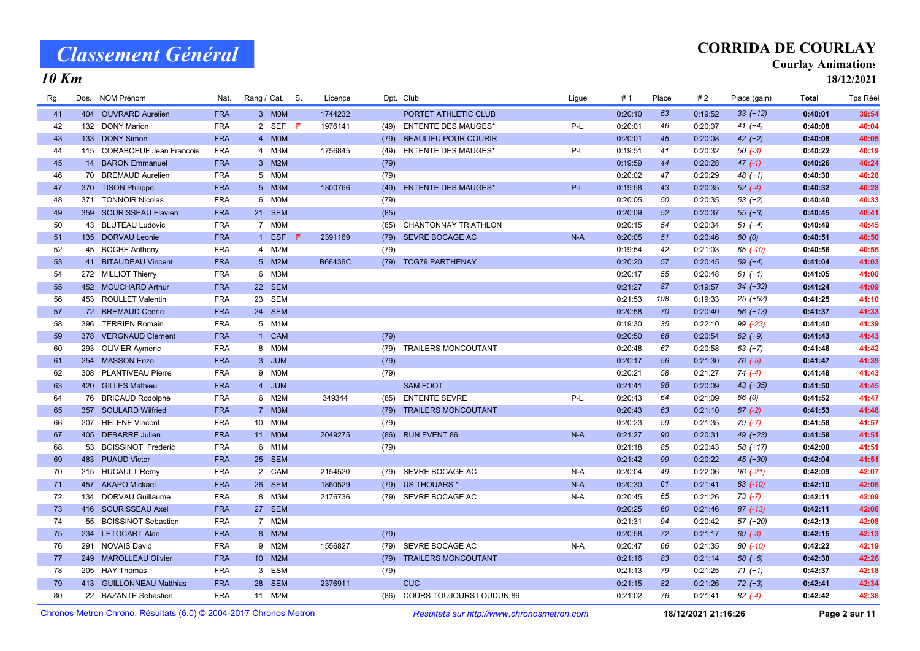# Classement Général

## 10 Km

**CORRIDA DE COURLAY**

**Courlay Animations**

**18/12/2021**

| Rg. | Dos. | NOM Prénom | Nat. | Rang / Cat. | | S. | Licence | Dpt. | Club | Ligue | # 1 | Place | # 2 | Place (gain) | Total | Tps Réel |
|---|---|---|---|---|---|---|---|---|---|---|---|---|---|---|---|---|
| 41 | 404 | OUVRARD Aurelien | FRA | 3 | M0M | | 1744232 | | PORTET ATHLETIC CLUB | | 0:20:10 | 53 | 0:19:52 | 33 (+12) | 0:40:01 | 39:54 |
| 42 | 132 | DONY Marion | FRA | 2 | SEF | F | 1976141 | (49) | ENTENTE DES MAUGES* | P-L | 0:20:01 | 46 | 0:20:07 | 41 (+4) | 0:40:08 | 40:04 |
| 43 | 133 | DONY Simon | FRA | 4 | M0M | | | (79) | BEAULIEU POUR COURIR | | 0:20:01 | 45 | 0:20:08 | 42 (+2) | 0:40:08 | 40:05 |
| 44 | 115 | CORABOEUF Jean Francois | FRA | 4 | M3M | | 1756845 | (49) | ENTENTE DES MAUGES* | P-L | 0:19:51 | 41 | 0:20:32 | 50 (-3) | 0:40:22 | 40:19 |
| 45 | 14 | BARON Emmanuel | FRA | 3 | M2M | | | (79) | | | 0:19:59 | 44 | 0:20:28 | 47 (-1) | 0:40:26 | 40:24 |
| 46 | 70 | BREMAUD Aurelien | FRA | 5 | M0M | | | (79) | | | 0:20:02 | 47 | 0:20:29 | 48 (+1) | 0:40:30 | 40:28 |
| 47 | 370 | TISON Philippe | FRA | 5 | M3M | | 1300766 | (49) | ENTENTE DES MAUGES* | P-L | 0:19:58 | 43 | 0:20:35 | 52 (-4) | 0:40:32 | 40:28 |
| 48 | 371 | TONNOIR Nicolas | FRA | 6 | M0M | | | (79) | | | 0:20:05 | 50 | 0:20:35 | 53 (+2) | 0:40:40 | 40:33 |
| 49 | 359 | SOURISSEAU Flavien | FRA | 21 | SEM | | | (85) | | | 0:20:09 | 52 | 0:20:37 | 55 (+3) | 0:40:45 | 40:41 |
| 50 | 43 | BLUTEAU Ludovic | FRA | 7 | M0M | | | (85) | CHANTONNAY TRIATHLON | | 0:20:15 | 54 | 0:20:34 | 51 (+4) | 0:40:49 | 40:45 |
| 51 | 135 | DORVAU Leonie | FRA | 1 | ESF | F | 2391169 | (79) | SEVRE BOCAGE AC | N-A | 0:20:05 | 51 | 0:20:46 | 60 (0) | 0:40:51 | 40:50 |
| 52 | 45 | BOCHE Anthony | FRA | 4 | M2M | | | (79) | | | 0:19:54 | 42 | 0:21:03 | 65 (-10) | 0:40:56 | 40:55 |
| 53 | 41 | BITAUDEAU Vincent | FRA | 5 | M2M | | B66436C | (79) | TCG79 PARTHENAY | | 0:20:20 | 57 | 0:20:45 | 59 (+4) | 0:41:04 | 41:03 |
| 54 | 272 | MILLIOT Thierry | FRA | 6 | M3M | | | | | | 0:20:17 | 55 | 0:20:48 | 61 (+1) | 0:41:05 | 41:00 |
| 55 | 452 | MOUCHARD Arthur | FRA | 22 | SEM | | | | | | 0:21:27 | 87 | 0:19:57 | 34 (+32) | 0:41:24 | 41:09 |
| 56 | 453 | ROULLET Valentin | FRA | 23 | SEM | | | | | | 0:21:53 | 108 | 0:19:33 | 25 (+52) | 0:41:25 | 41:10 |
| 57 | 72 | BREMAUD Cedric | FRA | 24 | SEM | | | | | | 0:20:58 | 70 | 0:20:40 | 56 (+13) | 0:41:37 | 41:33 |
| 58 | 396 | TERRIEN Romain | FRA | 5 | M1M | | | | | | 0:19:30 | 35 | 0:22:10 | 99 (-23) | 0:41:40 | 41:39 |
| 59 | 378 | VERGNAUD Clement | FRA | 1 | CAM | | | (79) | | | 0:20:50 | 68 | 0:20:54 | 62 (+9) | 0:41:43 | 41:43 |
| 60 | 293 | OLIVIER Aymeric | FRA | 8 | M0M | | | (79) | TRAILERS MONCOUTANT | | 0:20:48 | 67 | 0:20:58 | 63 (+7) | 0:41:46 | 41:42 |
| 61 | 254 | MASSON Enzo | FRA | 3 | JUM | | | (79) | | | 0:20:17 | 56 | 0:21:30 | 76 (-5) | 0:41:47 | 41:39 |
| 62 | 308 | PLANTIVEAU Pierre | FRA | 9 | M0M | | | (79) | | | 0:20:21 | 58 | 0:21:27 | 74 (-4) | 0:41:48 | 41:43 |
| 63 | 420 | GILLES Mathieu | FRA | 4 | JUM | | | | SAM FOOT | | 0:21:41 | 98 | 0:20:09 | 43 (+35) | 0:41:50 | 41:45 |
| 64 | 76 | BRICAUD Rodolphe | FRA | 6 | M2M | | 349344 | (85) | ENTENTE SEVRE | P-L | 0:20:43 | 64 | 0:21:09 | 66 (0) | 0:41:52 | 41:47 |
| 65 | 357 | SOULARD Wilfried | FRA | 7 | M3M | | | (79) | TRAILERS MONCOUTANT | | 0:20:43 | 63 | 0:21:10 | 67 (-2) | 0:41:53 | 41:48 |
| 66 | 207 | HELENE Vincent | FRA | 10 | M0M | | | (79) | | | 0:20:23 | 59 | 0:21:35 | 79 (-7) | 0:41:58 | 41:57 |
| 67 | 405 | DEBARRE Julien | FRA | 11 | M0M | | 2049275 | (86) | RUN EVENT 86 | N-A | 0:21:27 | 90 | 0:20:31 | 49 (+23) | 0:41:58 | 41:51 |
| 68 | 53 | BOISSINOT Frederic | FRA | 6 | M1M | | | (79) | | | 0:21:18 | 85 | 0:20:43 | 58 (+17) | 0:42:00 | 41:51 |
| 69 | 483 | PUAUD Victor | FRA | 25 | SEM | | | | | | 0:21:42 | 99 | 0:20:22 | 45 (+30) | 0:42:04 | 41:51 |
| 70 | 215 | HUCAULT Remy | FRA | 2 | CAM | | 2154520 | (79) | SEVRE BOCAGE AC | N-A | 0:20:04 | 49 | 0:22:06 | 96 (-21) | 0:42:09 | 42:07 |
| 71 | 457 | AKAPO Mickael | FRA | 26 | SEM | | 1860529 | (79) | US THOUARS * | N-A | 0:20:30 | 61 | 0:21:41 | 83 (-10) | 0:42:10 | 42:06 |
| 72 | 134 | DORVAU Guillaume | FRA | 8 | M3M | | 2176736 | (79) | SEVRE BOCAGE AC | N-A | 0:20:45 | 65 | 0:21:26 | 73 (-7) | 0:42:11 | 42:09 |
| 73 | 416 | SOURISSEAU Axel | FRA | 27 | SEM | | | | | | 0:20:25 | 60 | 0:21:46 | 87 (-13) | 0:42:11 | 42:08 |
| 74 | 55 | BOISSINOT Sebastien | FRA | 7 | M2M | | | | | | 0:21:31 | 94 | 0:20:42 | 57 (+20) | 0:42:13 | 42:08 |
| 75 | 234 | LETOCART Alan | FRA | 8 | M2M | | | (79) | | | 0:20:58 | 72 | 0:21:17 | 69 (-3) | 0:42:15 | 42:13 |
| 76 | 291 | NOVAIS David | FRA | 9 | M2M | | 1556827 | (79) | SEVRE BOCAGE AC | N-A | 0:20:47 | 66 | 0:21:35 | 80 (-10) | 0:42:22 | 42:19 |
| 77 | 249 | MAROLLEAU Olivier | FRA | 10 | M2M | | | (79) | TRAILERS MONCOUTANT | | 0:21:16 | 83 | 0:21:14 | 68 (+6) | 0:42:30 | 42:26 |
| 78 | 205 | HAY Thomas | FRA | 3 | ESM | | | (79) | | | 0:21:13 | 79 | 0:21:25 | 71 (+1) | 0:42:37 | 42:18 |
| 79 | 413 | GUILLONNEAU Matthias | FRA | 28 | SEM | | 2376911 | | CUC | | 0:21:15 | 82 | 0:21:26 | 72 (+3) | 0:42:41 | 42:34 |
| 80 | 22 | BAZANTE Sebastien | FRA | 11 | M2M | | | (86) | COURS TOUJOURS LOUDUN 86 | | 0:21:02 | 76 | 0:21:41 | 82 (-4) | 0:42:42 | 42:38 |

Chronos Metron Chrono. Résultats (6.0) © 2004-2017 Chronos Metron — *Resultats sur http://www.chronosmetron.com* — **18/12/2021 21:16:26**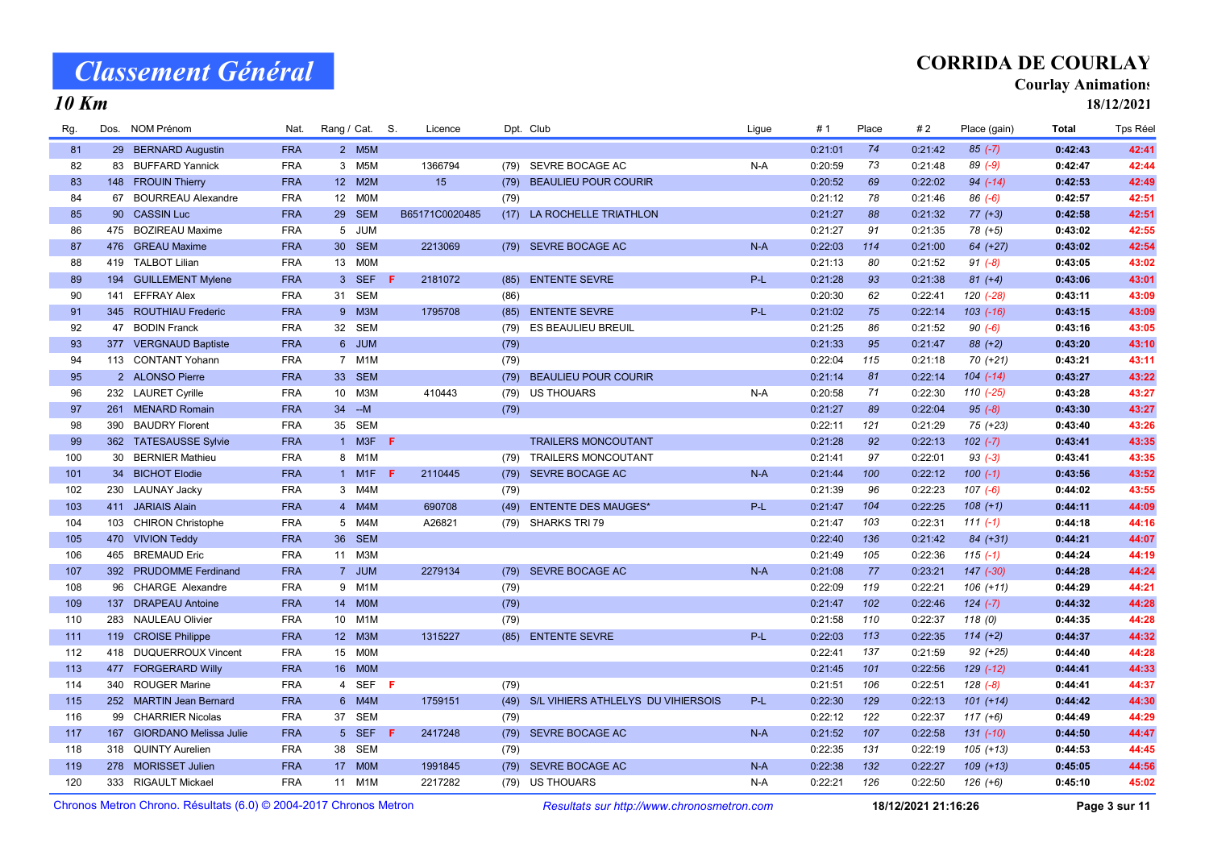# Classement Général

## 10 Km

**CORRIDA DE COURLAY**

**Courlay Animations**

**18/12/2021**

| Rg. | Dos. | NOM Prénom | Nat. | Rang / Cat. | | S. | Licence | Dpt. | Club | Ligue | #1 | Place | #2 | Place (gain) | Total | Tps Réel |
|---|---|---|---|---|---|---|---|---|---|---|---|---|---|---|---|---|
| 81 | 29 | BERNARD Augustin | FRA | 2 | M5M | | | | | | 0:21:01 | 74 | 0:21:42 | 85 (-7) | 0:42:43 | 42:41 |
| 82 | 83 | BUFFARD Yannick | FRA | 3 | M5M | | 1366794 | (79) | SEVRE BOCAGE AC | N-A | 0:20:59 | 73 | 0:21:48 | 89 (-9) | 0:42:47 | 42:44 |
| 83 | 148 | FROUIN Thierry | FRA | 12 | M2M | | 15 | (79) | BEAULIEU POUR COURIR | | 0:20:52 | 69 | 0:22:02 | 94 (-14) | 0:42:53 | 42:49 |
| 84 | 67 | BOURREAU Alexandre | FRA | 12 | M0M | | | (79) | | | 0:21:12 | 78 | 0:21:46 | 86 (-6) | 0:42:57 | 42:51 |
| 85 | 90 | CASSIN Luc | FRA | 29 | SEM | | B65171C0020485 | (17) | LA ROCHELLE TRIATHLON | | 0:21:27 | 88 | 0:21:32 | 77 (+3) | 0:42:58 | 42:51 |
| 86 | 475 | BOZIREAU Maxime | FRA | 5 | JUM | | | | | | 0:21:27 | 91 | 0:21:35 | 78 (+5) | 0:43:02 | 42:55 |
| 87 | 476 | GREAU Maxime | FRA | 30 | SEM | | 2213069 | (79) | SEVRE BOCAGE AC | N-A | 0:22:03 | 114 | 0:21:00 | 64 (+27) | 0:43:02 | 42:54 |
| 88 | 419 | TALBOT Lilian | FRA | 13 | M0M | | | | | | 0:21:13 | 80 | 0:21:52 | 91 (-8) | 0:43:05 | 43:02 |
| 89 | 194 | GUILLEMENT Mylene | FRA | 3 | SEF | F | 2181072 | (85) | ENTENTE SEVRE | P-L | 0:21:28 | 93 | 0:21:38 | 81 (+4) | 0:43:06 | 43:01 |
| 90 | 141 | EFFRAY Alex | FRA | 31 | SEM | | | (86) | | | 0:20:30 | 62 | 0:22:41 | 120 (-28) | 0:43:11 | 43:09 |
| 91 | 345 | ROUTHIAU Frederic | FRA | 9 | M3M | | 1795708 | (85) | ENTENTE SEVRE | P-L | 0:21:02 | 75 | 0:22:14 | 103 (-16) | 0:43:15 | 43:09 |
| 92 | 47 | BODIN Franck | FRA | 32 | SEM | | | (79) | ES BEAULIEU BREUIL | | 0:21:25 | 86 | 0:21:52 | 90 (-6) | 0:43:16 | 43:05 |
| 93 | 377 | VERGNAUD Baptiste | FRA | 6 | JUM | | | (79) | | | 0:21:33 | 95 | 0:21:47 | 88 (+2) | 0:43:20 | 43:10 |
| 94 | 113 | CONTANT Yohann | FRA | 7 | M1M | | | (79) | | | 0:22:04 | 115 | 0:21:18 | 70 (+21) | 0:43:21 | 43:11 |
| 95 | 2 | ALONSO Pierre | FRA | 33 | SEM | | | (79) | BEAULIEU POUR COURIR | | 0:21:14 | 81 | 0:22:14 | 104 (-14) | 0:43:27 | 43:22 |
| 96 | 232 | LAURET Cyrille | FRA | 10 | M3M | | 410443 | (79) | US THOUARS | N-A | 0:20:58 | 71 | 0:22:30 | 110 (-25) | 0:43:28 | 43:27 |
| 97 | 261 | MENARD Romain | FRA | 34 | --M | | | (79) | | | 0:21:27 | 89 | 0:22:04 | 95 (-8) | 0:43:30 | 43:27 |
| 98 | 390 | BAUDRY Florent | FRA | 35 | SEM | | | | | | 0:22:11 | 121 | 0:21:29 | 75 (+23) | 0:43:40 | 43:26 |
| 99 | 362 | TATESAUSSE Sylvie | FRA | 1 | M3F | F | | | TRAILERS MONCOUTANT | | 0:21:28 | 92 | 0:22:13 | 102 (-7) | 0:43:41 | 43:35 |
| 100 | 30 | BERNIER Mathieu | FRA | 8 | M1M | | | (79) | TRAILERS MONCOUTANT | | 0:21:41 | 97 | 0:22:01 | 93 (-3) | 0:43:41 | 43:35 |
| 101 | 34 | BICHOT Elodie | FRA | 1 | M1F | F | 2110445 | (79) | SEVRE BOCAGE AC | N-A | 0:21:44 | 100 | 0:22:12 | 100 (-1) | 0:43:56 | 43:52 |
| 102 | 230 | LAUNAY Jacky | FRA | 3 | M4M | | | (79) | | | 0:21:39 | 96 | 0:22:23 | 107 (-6) | 0:44:02 | 43:55 |
| 103 | 411 | JARIAIS Alain | FRA | 4 | M4M | | 690708 | (49) | ENTENTE DES MAUGES* | P-L | 0:21:47 | 104 | 0:22:25 | 108 (+1) | 0:44:11 | 44:09 |
| 104 | 103 | CHIRON Christophe | FRA | 5 | M4M | | A26821 | (79) | SHARKS TRI 79 | | 0:21:47 | 103 | 0:22:31 | 111 (-1) | 0:44:18 | 44:16 |
| 105 | 470 | VIVION Teddy | FRA | 36 | SEM | | | | | | 0:22:40 | 136 | 0:21:42 | 84 (+31) | 0:44:21 | 44:07 |
| 106 | 465 | BREMAUD Eric | FRA | 11 | M3M | | | | | | 0:21:49 | 105 | 0:22:36 | 115 (-1) | 0:44:24 | 44:19 |
| 107 | 392 | PRUDOMME Ferdinand | FRA | 7 | JUM | | 2279134 | (79) | SEVRE BOCAGE AC | N-A | 0:21:08 | 77 | 0:23:21 | 147 (-30) | 0:44:28 | 44:24 |
| 108 | 96 | CHARGE Alexandre | FRA | 9 | M1M | | | (79) | | | 0:22:09 | 119 | 0:22:21 | 106 (+11) | 0:44:29 | 44:21 |
| 109 | 137 | DRAPEAU Antoine | FRA | 14 | M0M | | | (79) | | | 0:21:47 | 102 | 0:22:46 | 124 (-7) | 0:44:32 | 44:28 |
| 110 | 283 | NAULEAU Olivier | FRA | 10 | M1M | | | (79) | | | 0:21:58 | 110 | 0:22:37 | 118 (0) | 0:44:35 | 44:28 |
| 111 | 119 | CROISE Philippe | FRA | 12 | M3M | | 1315227 | (85) | ENTENTE SEVRE | P-L | 0:22:03 | 113 | 0:22:35 | 114 (+2) | 0:44:37 | 44:32 |
| 112 | 418 | DUQUERROUX Vincent | FRA | 15 | M0M | | | | | | 0:22:41 | 137 | 0:21:59 | 92 (+25) | 0:44:40 | 44:28 |
| 113 | 477 | FORGERARD Willy | FRA | 16 | M0M | | | | | | 0:21:45 | 101 | 0:22:56 | 129 (-12) | 0:44:41 | 44:33 |
| 114 | 340 | ROUGER Marine | FRA | 4 | SEF | F | | (79) | | | 0:21:51 | 106 | 0:22:51 | 128 (-8) | 0:44:41 | 44:37 |
| 115 | 252 | MARTIN Jean Bernard | FRA | 6 | M4M | | 1759151 | (49) | S/L VIHIERS ATHLELYS DU VIHIERSOIS | P-L | 0:22:30 | 129 | 0:22:13 | 101 (+14) | 0:44:42 | 44:30 |
| 116 | 99 | CHARRIER Nicolas | FRA | 37 | SEM | | | (79) | | | 0:22:12 | 122 | 0:22:37 | 117 (+6) | 0:44:49 | 44:29 |
| 117 | 167 | GIORDANO Melissa Julie | FRA | 5 | SEF | F | 2417248 | (79) | SEVRE BOCAGE AC | N-A | 0:21:52 | 107 | 0:22:58 | 131 (-10) | 0:44:50 | 44:47 |
| 118 | 318 | QUINTY Aurelien | FRA | 38 | SEM | | | (79) | | | 0:22:35 | 131 | 0:22:19 | 105 (+13) | 0:44:53 | 44:45 |
| 119 | 278 | MORISSET Julien | FRA | 17 | M0M | | 1991845 | (79) | SEVRE BOCAGE AC | N-A | 0:22:38 | 132 | 0:22:27 | 109 (+13) | 0:45:05 | 44:56 |
| 120 | 333 | RIGAULT Mickael | FRA | 11 | M1M | | 2217282 | (79) | US THOUARS | N-A | 0:22:21 | 126 | 0:22:50 | 126 (+6) | 0:45:10 | 45:02 |

Chronos Metron Chrono. Résultats (6.0) © 2004-2017 Chronos Metron — *Resultats sur http://www.chronosmetron.com* — 18/12/2021 21:16:26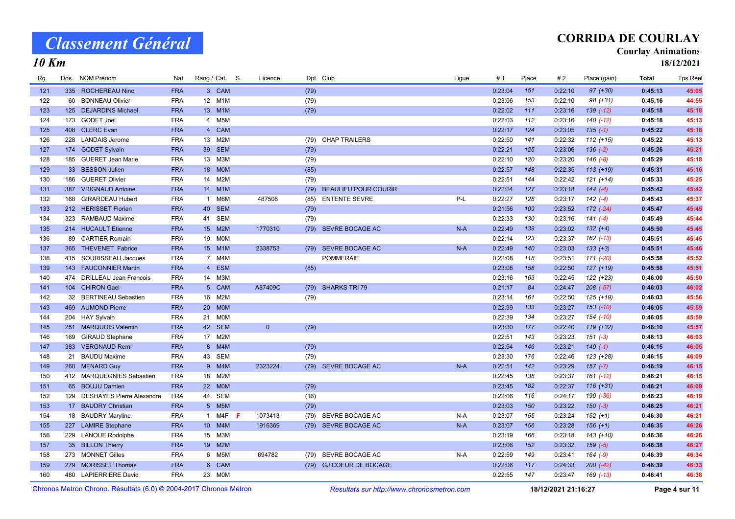# Classement Général

## 10 Km

**CORRIDA DE COURLAY**

**Courlay Animations**

**18/12/2021**

| Rg. | Dos. | NOM Prénom | Nat. | Rang / Cat. | | S. | Licence | Dpt. | Club | Ligue | # 1 | Place | # 2 | Place (gain) | Total | Tps Réel |
|---|---|---|---|---|---|---|---|---|---|---|---|---|---|---|---|---|
| 121 | 335 | ROCHEREAU Nino | FRA | 3 | CAM | | | (79) | | | 0:23:04 | 151 | 0:22:10 | 97 (+30) | 0:45:13 | 45:05 |
| 122 | 60 | BONNEAU Olivier | FRA | 12 | M1M | | | (79) | | | 0:23:06 | 153 | 0:22:10 | 98 (+31) | 0:45:16 | 44:55 |
| 123 | 125 | DEJARDINS Michael | FRA | 13 | M1M | | | (79) | | | 0:22:02 | 111 | 0:23:16 | 139 (-12) | 0:45:18 | 45:18 |
| 124 | 173 | GODET Joel | FRA | 4 | M5M | | | | | | 0:22:03 | 112 | 0:23:16 | 140 (-12) | 0:45:18 | 45:13 |
| 125 | 408 | CLERC Evan | FRA | 4 | CAM | | | | | | 0:22:17 | 124 | 0:23:05 | 135 (-1) | 0:45:22 | 45:18 |
| 126 | 228 | LANDAIS Jerome | FRA | 13 | M2M | | | (79) | CHAP TRAILERS | | 0:22:50 | 141 | 0:22:32 | 112 (+15) | 0:45:22 | 45:13 |
| 127 | 174 | GODET Sylvain | FRA | 39 | SEM | | | (79) | | | 0:22:21 | 125 | 0:23:06 | 136 (-2) | 0:45:26 | 45:21 |
| 128 | 185 | GUERET Jean Marie | FRA | 13 | M3M | | | (79) | | | 0:22:10 | 120 | 0:23:20 | 146 (-8) | 0:45:29 | 45:18 |
| 129 | 33 | BESSON Julien | FRA | 18 | M0M | | | (85) | | | 0:22:57 | 148 | 0:22:35 | 113 (+19) | 0:45:31 | 45:16 |
| 130 | 186 | GUERET Olivier | FRA | 14 | M2M | | | (79) | | | 0:22:51 | 144 | 0:22:42 | 121 (+14) | 0:45:33 | 45:25 |
| 131 | 387 | VRIGNAUD Antoine | FRA | 14 | M1M | | | (79) | BEAULIEU POUR COURIR | | 0:22:24 | 127 | 0:23:18 | 144 (-4) | 0:45:42 | 45:42 |
| 132 | 168 | GIRARDEAU Hubert | FRA | 1 | M6M | | 487506 | (85) | ENTENTE SEVRE | P-L | 0:22:27 | 128 | 0:23:17 | 142 (-4) | 0:45:43 | 45:37 |
| 133 | 212 | HERISSET Florian | FRA | 40 | SEM | | | (79) | | | 0:21:56 | 109 | 0:23:52 | 172 (-24) | 0:45:47 | 45:45 |
| 134 | 323 | RAMBAUD Maxime | FRA | 41 | SEM | | | (79) | | | 0:22:33 | 130 | 0:23:16 | 141 (-4) | 0:45:49 | 45:44 |
| 135 | 214 | HUCAULT Etienne | FRA | 15 | M2M | | 1770310 | (79) | SEVRE BOCAGE AC | N-A | 0:22:49 | 139 | 0:23:02 | 132 (+4) | 0:45:50 | 45:45 |
| 136 | 89 | CARTIER Romain | FRA | 19 | M0M | | | | | | 0:22:14 | 123 | 0:23:37 | 162 (-13) | 0:45:51 | 45:45 |
| 137 | 365 | THEVENET Fabrice | FRA | 15 | M1M | | 2338753 | (79) | SEVRE BOCAGE AC | N-A | 0:22:49 | 140 | 0:23:03 | 133 (+3) | 0:45:51 | 45:46 |
| 138 | 415 | SOURISSEAU Jacques | FRA | 7 | M4M | | | | POMMERAIE | | 0:22:08 | 118 | 0:23:51 | 171 (-20) | 0:45:58 | 45:52 |
| 139 | 143 | FAUCONNIER Martin | FRA | 4 | ESM | | | (85) | | | 0:23:08 | 158 | 0:22:50 | 127 (+19) | 0:45:58 | 45:51 |
| 140 | 474 | DRILLEAU Jean Francois | FRA | 14 | M3M | | | | | | 0:23:16 | 163 | 0:22:45 | 122 (+23) | 0:46:00 | 45:50 |
| 141 | 104 | CHIRON Gael | FRA | 5 | CAM | | A87409C | (79) | SHARKS TRI 79 | | 0:21:17 | 84 | 0:24:47 | 208 (-57) | 0:46:03 | 46:02 |
| 142 | 32 | BERTINEAU Sebastien | FRA | 16 | M2M | | | (79) | | | 0:23:14 | 161 | 0:22:50 | 125 (+19) | 0:46:03 | 45:56 |
| 143 | 469 | AUMOND Pierre | FRA | 20 | M0M | | | | | | 0:22:39 | 133 | 0:23:27 | 153 (-10) | 0:46:05 | 45:59 |
| 144 | 204 | HAY Sylvain | FRA | 21 | M0M | | | | | | 0:22:39 | 134 | 0:23:27 | 154 (-10) | 0:46:05 | 45:59 |
| 145 | 251 | MARQUOIS Valentin | FRA | 42 | SEM | | 0 | (79) | | | 0:23:30 | 177 | 0:22:40 | 119 (+32) | 0:46:10 | 45:57 |
| 146 | 169 | GIRAUD Stephane | FRA | 17 | M2M | | | | | | 0:22:51 | 143 | 0:23:23 | 151 (-3) | 0:46:13 | 46:03 |
| 147 | 383 | VERGNAUD Remi | FRA | 8 | M4M | | | (79) | | | 0:22:54 | 146 | 0:23:21 | 149 (-1) | 0:46:15 | 46:05 |
| 148 | 21 | BAUDU Maxime | FRA | 43 | SEM | | | (79) | | | 0:23:30 | 176 | 0:22:46 | 123 (+28) | 0:46:15 | 46:09 |
| 149 | 260 | MENARD Guy | FRA | 9 | M4M | | 2323224 | (79) | SEVRE BOCAGE AC | N-A | 0:22:51 | 142 | 0:23:29 | 157 (-7) | 0:46:19 | 46:15 |
| 150 | 412 | MARQUEGNIES Sebastien | FRA | 18 | M2M | | | | | | 0:22:45 | 138 | 0:23:37 | 161 (-12) | 0:46:21 | 46:15 |
| 151 | 65 | BOUJU Damien | FRA | 22 | M0M | | | (79) | | | 0:23:45 | 182 | 0:22:37 | 116 (+31) | 0:46:21 | 46:09 |
| 152 | 129 | DESHAYES Pierre Alexandre | FRA | 44 | SEM | | | (16) | | | 0:22:06 | 116 | 0:24:17 | 190 (-36) | 0:46:23 | 46:19 |
| 153 | 17 | BAUDRY Christian | FRA | 5 | M5M | | | (79) | | | 0:23:03 | 150 | 0:23:22 | 150 (-3) | 0:46:25 | 46:21 |
| 154 | 18 | BAUDRY Maryline | FRA | 1 | M4F | F | 1073413 | (79) | SEVRE BOCAGE AC | N-A | 0:23:07 | 155 | 0:23:24 | 152 (+1) | 0:46:30 | 46:21 |
| 155 | 227 | LAMIRE Stephane | FRA | 10 | M4M | | 1916369 | (79) | SEVRE BOCAGE AC | N-A | 0:23:07 | 156 | 0:23:28 | 156 (+1) | 0:46:35 | 46:26 |
| 156 | 229 | LANOUE Rodolphe | FRA | 15 | M3M | | | | | | 0:23:19 | 166 | 0:23:18 | 143 (+10) | 0:46:36 | 46:26 |
| 157 | 35 | BILLON Thierry | FRA | 19 | M2M | | | | | | 0:23:06 | 152 | 0:23:32 | 159 (-5) | 0:46:38 | 46:27 |
| 158 | 273 | MONNET Gilles | FRA | 6 | M5M | | 694782 | (79) | SEVRE BOCAGE AC | N-A | 0:22:59 | 149 | 0:23:41 | 164 (-9) | 0:46:39 | 46:34 |
| 159 | 279 | MORISSET Thomas | FRA | 6 | CAM | | | (79) | GJ COEUR DE BOCAGE | | 0:22:06 | 117 | 0:24:33 | 200 (-42) | 0:46:39 | 46:33 |
| 160 | 480 | LAPIERRIERE David | FRA | 23 | M0M | | | | | | 0:22:55 | 147 | 0:23:47 | 169 (-13) | 0:46:41 | 46:38 |

Chronos Metron Chrono. Résultats (6.0) © 2004-2017 Chronos Metron — *Resultats sur http://www.chronosmetron.com* — 18/12/2021 21:16:27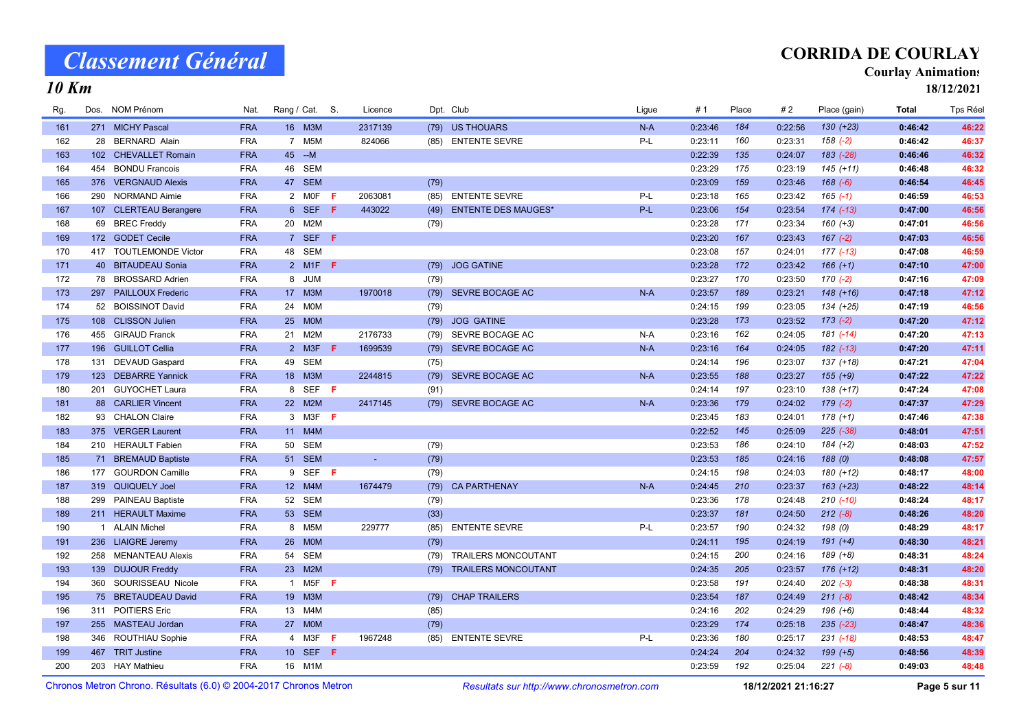# Classement Général

## 10 Km

**CORRIDA DE COURLAY**
**Courlay Animations**
**18/12/2021**

| Rg. | Dos. | NOM Prénom | Nat. | Rang / Cat. | S. | Licence | Dpt. | Club | Ligue | # 1 | Place | # 2 | Place (gain) | Total | Tps Réel |
|---|---|---|---|---|---|---|---|---|---|---|---|---|---|---|---|
| 161 | 271 | MICHY Pascal | FRA | 16 M3M | | 2317139 | (79) | US THOUARS | N-A | 0:23:46 | 184 | 0:22:56 | 130 (+23) | 0:46:42 | 46:22 |
| 162 | 28 | BERNARD Alain | FRA | 7 M5M | | 824066 | (85) | ENTENTE SEVRE | P-L | 0:23:11 | 160 | 0:23:31 | 158 (-2) | 0:46:42 | 46:37 |
| 163 | 102 | CHEVALLET Romain | FRA | 45 --M | | | | | | 0:22:39 | 135 | 0:24:07 | 183 (-28) | 0:46:46 | 46:32 |
| 164 | 454 | BONDU Francois | FRA | 46 SEM | | | | | | 0:23:29 | 175 | 0:23:19 | 145 (+11) | 0:46:48 | 46:32 |
| 165 | 376 | VERGNAUD Alexis | FRA | 47 SEM | | | (79) | | | 0:23:09 | 159 | 0:23:46 | 168 (-6) | 0:46:54 | 46:45 |
| 166 | 290 | NORMAND Aimie | FRA | 2 M0F | F | 2063081 | (85) | ENTENTE SEVRE | P-L | 0:23:18 | 165 | 0:23:42 | 165 (-1) | 0:46:59 | 46:53 |
| 167 | 107 | CLERTEAU Berangere | FRA | 6 SEF | F | 443022 | (49) | ENTENTE DES MAUGES* | P-L | 0:23:06 | 154 | 0:23:54 | 174 (-13) | 0:47:00 | 46:56 |
| 168 | 69 | BREC Freddy | FRA | 20 M2M | | | (79) | | | 0:23:28 | 171 | 0:23:34 | 160 (+3) | 0:47:01 | 46:56 |
| 169 | 172 | GODET Cecile | FRA | 7 SEF | F | | | | | 0:23:20 | 167 | 0:23:43 | 167 (-2) | 0:47:03 | 46:56 |
| 170 | 417 | TOUTLEMONDE Victor | FRA | 48 SEM | | | | | | 0:23:08 | 157 | 0:24:01 | 177 (-13) | 0:47:08 | 46:59 |
| 171 | 40 | BITAUDEAU Sonia | FRA | 2 M1F | F | | (79) | JOG GATINE | | 0:23:28 | 172 | 0:23:42 | 166 (+1) | 0:47:10 | 47:00 |
| 172 | 78 | BROSSARD Adrien | FRA | 8 JUM | | | (79) | | | 0:23:27 | 170 | 0:23:50 | 170 (-2) | 0:47:16 | 47:09 |
| 173 | 297 | PAILLOUX Frederic | FRA | 17 M3M | | 1970018 | (79) | SEVRE BOCAGE AC | N-A | 0:23:57 | 189 | 0:23:21 | 148 (+16) | 0:47:18 | 47:12 |
| 174 | 52 | BOISSINOT David | FRA | 24 M0M | | | (79) | | | 0:24:15 | 199 | 0:23:05 | 134 (+25) | 0:47:19 | 46:56 |
| 175 | 108 | CLISSON Julien | FRA | 25 M0M | | | (79) | JOG GATINE | | 0:23:28 | 173 | 0:23:52 | 173 (-2) | 0:47:20 | 47:12 |
| 176 | 455 | GIRAUD Franck | FRA | 21 M2M | | 2176733 | (79) | SEVRE BOCAGE AC | N-A | 0:23:16 | 162 | 0:24:05 | 181 (-14) | 0:47:20 | 47:13 |
| 177 | 196 | GUILLOT Cellia | FRA | 2 M3F | F | 1699539 | (79) | SEVRE BOCAGE AC | N-A | 0:23:16 | 164 | 0:24:05 | 182 (-13) | 0:47:20 | 47:11 |
| 178 | 131 | DEVAUD Gaspard | FRA | 49 SEM | | | (75) | | | 0:24:14 | 196 | 0:23:07 | 137 (+18) | 0:47:21 | 47:04 |
| 179 | 123 | DEBARRE Yannick | FRA | 18 M3M | | 2244815 | (79) | SEVRE BOCAGE AC | N-A | 0:23:55 | 188 | 0:23:27 | 155 (+9) | 0:47:22 | 47:22 |
| 180 | 201 | GUYOCHET Laura | FRA | 8 SEF | F | | (91) | | | 0:24:14 | 197 | 0:23:10 | 138 (+17) | 0:47:24 | 47:08 |
| 181 | 88 | CARLIER Vincent | FRA | 22 M2M | | 2417145 | (79) | SEVRE BOCAGE AC | N-A | 0:23:36 | 179 | 0:24:02 | 179 (-2) | 0:47:37 | 47:29 |
| 182 | 93 | CHALON Claire | FRA | 3 M3F | F | | | | | 0:23:45 | 183 | 0:24:01 | 178 (+1) | 0:47:46 | 47:38 |
| 183 | 375 | VERGER Laurent | FRA | 11 M4M | | | | | | 0:22:52 | 145 | 0:25:09 | 225 (-38) | 0:48:01 | 47:51 |
| 184 | 210 | HERAULT Fabien | FRA | 50 SEM | | | (79) | | | 0:23:53 | 186 | 0:24:10 | 184 (+2) | 0:48:03 | 47:52 |
| 185 | 71 | BREMAUD Baptiste | FRA | 51 SEM | | - | (79) | | | 0:23:53 | 185 | 0:24:16 | 188 (0) | 0:48:08 | 47:57 |
| 186 | 177 | GOURDON Camille | FRA | 9 SEF | F | | (79) | | | 0:24:15 | 198 | 0:24:03 | 180 (+12) | 0:48:17 | 48:00 |
| 187 | 319 | QUIQUELY Joel | FRA | 12 M4M | | 1674479 | (79) | CA PARTHENAY | N-A | 0:24:45 | 210 | 0:23:37 | 163 (+23) | 0:48:22 | 48:14 |
| 188 | 299 | PAINEAU Baptiste | FRA | 52 SEM | | | (79) | | | 0:23:36 | 178 | 0:24:48 | 210 (-10) | 0:48:24 | 48:17 |
| 189 | 211 | HERAULT Maxime | FRA | 53 SEM | | | (33) | | | 0:23:37 | 181 | 0:24:50 | 212 (-8) | 0:48:26 | 48:20 |
| 190 | 1 | ALAIN Michel | FRA | 8 M5M | | 229777 | (85) | ENTENTE SEVRE | P-L | 0:23:57 | 190 | 0:24:32 | 198 (0) | 0:48:29 | 48:17 |
| 191 | 236 | LIAIGRE Jeremy | FRA | 26 M0M | | | (79) | | | 0:24:11 | 195 | 0:24:19 | 191 (+4) | 0:48:30 | 48:21 |
| 192 | 258 | MENANTEAU Alexis | FRA | 54 SEM | | | (79) | TRAILERS MONCOUTANT | | 0:24:15 | 200 | 0:24:16 | 189 (+8) | 0:48:31 | 48:24 |
| 193 | 139 | DUJOUR Freddy | FRA | 23 M2M | | | (79) | TRAILERS MONCOUTANT | | 0:24:35 | 205 | 0:23:57 | 176 (+12) | 0:48:31 | 48:20 |
| 194 | 360 | SOURISSEAU Nicole | FRA | 1 M5F | F | | | | | 0:23:58 | 191 | 0:24:40 | 202 (-3) | 0:48:38 | 48:31 |
| 195 | 75 | BRETAUDEAU David | FRA | 19 M3M | | | (79) | CHAP TRAILERS | | 0:23:54 | 187 | 0:24:49 | 211 (-8) | 0:48:42 | 48:34 |
| 196 | 311 | POITIERS Eric | FRA | 13 M4M | | | (85) | | | 0:24:16 | 202 | 0:24:29 | 196 (+6) | 0:48:44 | 48:32 |
| 197 | 255 | MASTEAU Jordan | FRA | 27 M0M | | | (79) | | | 0:23:29 | 174 | 0:25:18 | 235 (-23) | 0:48:47 | 48:36 |
| 198 | 346 | ROUTHIAU Sophie | FRA | 4 M3F | F | 1967248 | (85) | ENTENTE SEVRE | P-L | 0:23:36 | 180 | 0:25:17 | 231 (-18) | 0:48:53 | 48:47 |
| 199 | 467 | TRIT Justine | FRA | 10 SEF | F | | | | | 0:24:24 | 204 | 0:24:32 | 199 (+5) | 0:48:56 | 48:39 |
| 200 | 203 | HAY Mathieu | FRA | 16 M1M | | | | | | 0:23:59 | 192 | 0:25:04 | 221 (-8) | 0:49:03 | 48:48 |

Chronos Metron Chrono. Résultats (6.0) © 2004-2017 Chronos Metron — *Resultats sur http://www.chronosmetron.com* — 18/12/2021 21:16:27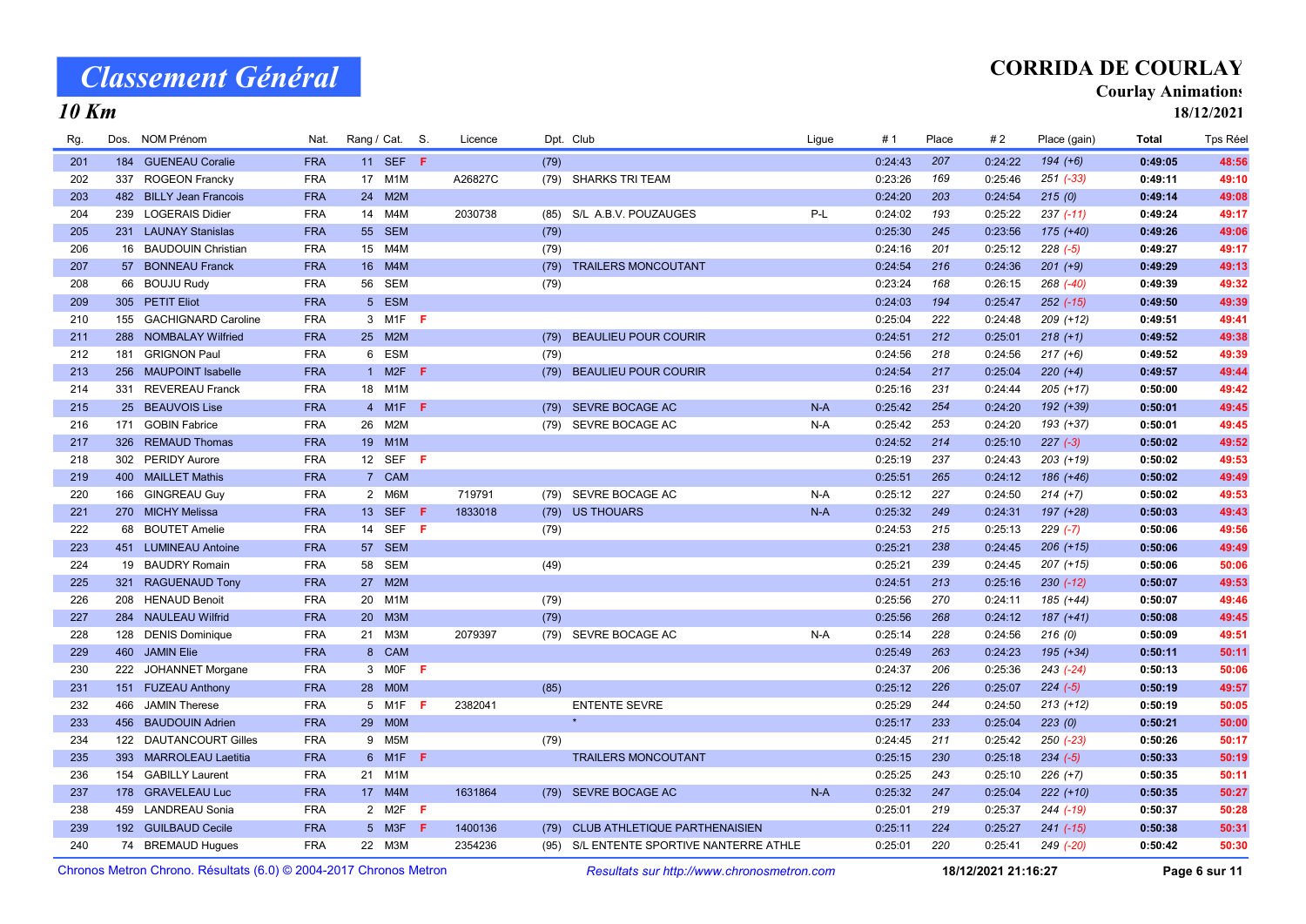# Classement Général

## 10 Km

**CORRIDA DE COURLAY**

**Courlay Animations**

**18/12/2021**

| Rg. | Dos. | NOM Prénom | Nat. | Rang / Cat. | | S. | Licence | Dpt. | Club | Ligue | # 1 | Place | # 2 | Place (gain) | Total | Tps Réel |
|---|---|---|---|---|---|---|---|---|---|---|---|---|---|---|---|---|
| 201 | 184 | GUENEAU Coralie | FRA | 11 | SEF | F | | (79) | | | 0:24:43 | 207 | 0:24:22 | 194 (+6) | 0:49:05 | 48:56 |
| 202 | 337 | ROGEON Francky | FRA | 17 | M1M | | A26827C | (79) | SHARKS TRI TEAM | | 0:23:26 | 169 | 0:25:46 | 251 (-33) | 0:49:11 | 49:10 |
| 203 | 482 | BILLY Jean Francois | FRA | 24 | M2M | | | | | | 0:24:20 | 203 | 0:24:54 | 215 (0) | 0:49:14 | 49:08 |
| 204 | 239 | LOGERAIS Didier | FRA | 14 | M4M | | 2030738 | (85) | S/L A.B.V. POUZAUGES | P-L | 0:24:02 | 193 | 0:25:22 | 237 (-11) | 0:49:24 | 49:17 |
| 205 | 231 | LAUNAY Stanislas | FRA | 55 | SEM | | | (79) | | | 0:25:30 | 245 | 0:23:56 | 175 (+40) | 0:49:26 | 49:06 |
| 206 | 16 | BAUDOUIN Christian | FRA | 15 | M4M | | | (79) | | | 0:24:16 | 201 | 0:25:12 | 228 (-5) | 0:49:27 | 49:17 |
| 207 | 57 | BONNEAU Franck | FRA | 16 | M4M | | | (79) | TRAILERS MONCOUTANT | | 0:24:54 | 216 | 0:24:36 | 201 (+9) | 0:49:29 | 49:13 |
| 208 | 66 | BOUJU Rudy | FRA | 56 | SEM | | | (79) | | | 0:23:24 | 168 | 0:26:15 | 268 (-40) | 0:49:39 | 49:32 |
| 209 | 305 | PETIT Eliot | FRA | 5 | ESM | | | | | | 0:24:03 | 194 | 0:25:47 | 252 (-15) | 0:49:50 | 49:39 |
| 210 | 155 | GACHIGNARD Caroline | FRA | 3 | M1F | F | | | | | 0:25:04 | 222 | 0:24:48 | 209 (+12) | 0:49:51 | 49:41 |
| 211 | 288 | NOMBALAY Wilfried | FRA | 25 | M2M | | | (79) | BEAULIEU POUR COURIR | | 0:24:51 | 212 | 0:25:01 | 218 (+1) | 0:49:52 | 49:38 |
| 212 | 181 | GRIGNON Paul | FRA | 6 | ESM | | | (79) | | | 0:24:56 | 218 | 0:24:56 | 217 (+6) | 0:49:52 | 49:39 |
| 213 | 256 | MAUPOINT Isabelle | FRA | 1 | M2F | F | | (79) | BEAULIEU POUR COURIR | | 0:24:54 | 217 | 0:25:04 | 220 (+4) | 0:49:57 | 49:44 |
| 214 | 331 | REVEREAU Franck | FRA | 18 | M1M | | | | | | 0:25:16 | 231 | 0:24:44 | 205 (+17) | 0:50:00 | 49:42 |
| 215 | 25 | BEAUVOIS Lise | FRA | 4 | M1F | F | | (79) | SEVRE BOCAGE AC | N-A | 0:25:42 | 254 | 0:24:20 | 192 (+39) | 0:50:01 | 49:45 |
| 216 | 171 | GOBIN Fabrice | FRA | 26 | M2M | | | (79) | SEVRE BOCAGE AC | N-A | 0:25:42 | 253 | 0:24:20 | 193 (+37) | 0:50:01 | 49:45 |
| 217 | 326 | REMAUD Thomas | FRA | 19 | M1M | | | | | | 0:24:52 | 214 | 0:25:10 | 227 (-3) | 0:50:02 | 49:52 |
| 218 | 302 | PERIDY Aurore | FRA | 12 | SEF | F | | | | | 0:25:19 | 237 | 0:24:43 | 203 (+19) | 0:50:02 | 49:53 |
| 219 | 400 | MAILLET Mathis | FRA | 7 | CAM | | | | | | 0:25:51 | 265 | 0:24:12 | 186 (+46) | 0:50:02 | 49:49 |
| 220 | 166 | GINGREAU Guy | FRA | 2 | M6M | | 719791 | (79) | SEVRE BOCAGE AC | N-A | 0:25:12 | 227 | 0:24:50 | 214 (+7) | 0:50:02 | 49:53 |
| 221 | 270 | MICHY Melissa | FRA | 13 | SEF | F | 1833018 | (79) | US THOUARS | N-A | 0:25:32 | 249 | 0:24:31 | 197 (+28) | 0:50:03 | 49:43 |
| 222 | 68 | BOUTET Amelie | FRA | 14 | SEF | F | | (79) | | | 0:24:53 | 215 | 0:25:13 | 229 (-7) | 0:50:06 | 49:56 |
| 223 | 451 | LUMINEAU Antoine | FRA | 57 | SEM | | | | | | 0:25:21 | 238 | 0:24:45 | 206 (+15) | 0:50:06 | 49:49 |
| 224 | 19 | BAUDRY Romain | FRA | 58 | SEM | | | (49) | | | 0:25:21 | 239 | 0:24:45 | 207 (+15) | 0:50:06 | 50:06 |
| 225 | 321 | RAGUENAUD Tony | FRA | 27 | M2M | | | | | | 0:24:51 | 213 | 0:25:16 | 230 (-12) | 0:50:07 | 49:53 |
| 226 | 208 | HENAUD Benoit | FRA | 20 | M1M | | | (79) | | | 0:25:56 | 270 | 0:24:11 | 185 (+44) | 0:50:07 | 49:46 |
| 227 | 284 | NAULEAU Wilfrid | FRA | 20 | M3M | | | (79) | | | 0:25:56 | 268 | 0:24:12 | 187 (+41) | 0:50:08 | 49:45 |
| 228 | 128 | DENIS Dominique | FRA | 21 | M3M | | 2079397 | (79) | SEVRE BOCAGE AC | N-A | 0:25:14 | 228 | 0:24:56 | 216 (0) | 0:50:09 | 49:51 |
| 229 | 460 | JAMIN Elie | FRA | 8 | CAM | | | | | | 0:25:49 | 263 | 0:24:23 | 195 (+34) | 0:50:11 | 50:11 |
| 230 | 222 | JOHANNET Morgane | FRA | 3 | M0F | F | | | | | 0:24:37 | 206 | 0:25:36 | 243 (-24) | 0:50:13 | 50:06 |
| 231 | 151 | FUZEAU Anthony | FRA | 28 | M0M | | | (85) | | | 0:25:12 | 226 | 0:25:07 | 224 (-5) | 0:50:19 | 49:57 |
| 232 | 466 | JAMIN Therese | FRA | 5 | M1F | F | 2382041 | | ENTENTE SEVRE | | 0:25:29 | 244 | 0:24:50 | 213 (+12) | 0:50:19 | 50:05 |
| 233 | 456 | BAUDOUIN Adrien | FRA | 29 | M0M | | | | * | | 0:25:17 | 233 | 0:25:04 | 223 (0) | 0:50:21 | 50:00 |
| 234 | 122 | DAUTANCOURT Gilles | FRA | 9 | M5M | | | (79) | | | 0:24:45 | 211 | 0:25:42 | 250 (-23) | 0:50:26 | 50:17 |
| 235 | 393 | MARROLEAU Laetitia | FRA | 6 | M1F | F | | | TRAILERS MONCOUTANT | | 0:25:15 | 230 | 0:25:18 | 234 (-5) | 0:50:33 | 50:19 |
| 236 | 154 | GABILLY Laurent | FRA | 21 | M1M | | | | | | 0:25:25 | 243 | 0:25:10 | 226 (+7) | 0:50:35 | 50:11 |
| 237 | 178 | GRAVELEAU Luc | FRA | 17 | M4M | | 1631864 | (79) | SEVRE BOCAGE AC | N-A | 0:25:32 | 247 | 0:25:04 | 222 (+10) | 0:50:35 | 50:27 |
| 238 | 459 | LANDREAU Sonia | FRA | 2 | M2F | F | | | | | 0:25:01 | 219 | 0:25:37 | 244 (-19) | 0:50:37 | 50:28 |
| 239 | 192 | GUILBAUD Cecile | FRA | 5 | M3F | F | 1400136 | (79) | CLUB ATHLETIQUE PARTHENAISIEN | | 0:25:11 | 224 | 0:25:27 | 241 (-15) | 0:50:38 | 50:31 |
| 240 | 74 | BREMAUD Hugues | FRA | 22 | M3M | | 2354236 | (95) | S/L ENTENTE SPORTIVE NANTERRE ATHLE | | 0:25:01 | 220 | 0:25:41 | 249 (-20) | 0:50:42 | 50:30 |

Chronos Metron Chrono. Résultats (6.0) © 2004-2017 Chronos Metron — *Resultats sur http://www.chronosmetron.com* — 18/12/2021 21:16:27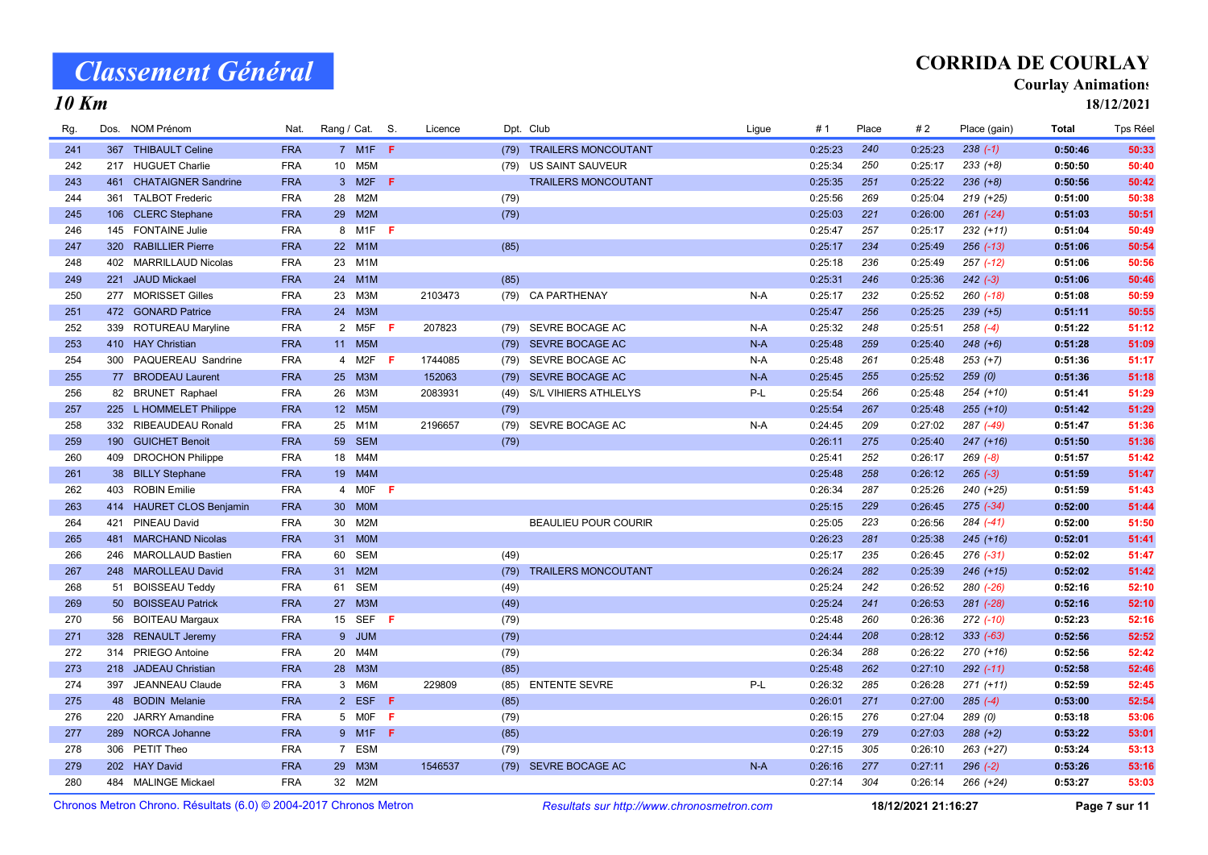# Classement Général

## 10 Km

**CORRIDA DE COURLAY**
**Courlay Animations**
**18/12/2021**

| Rg. | Dos. | NOM Prénom | Nat. | Rang / Cat. | S. | Licence | Dpt. | Club | Ligue | # 1 | Place | # 2 | Place (gain) | Total | Tps Réel |
|---|---|---|---|---|---|---|---|---|---|---|---|---|---|---|---|
| 241 | 367 | THIBAULT Celine | FRA | 7 M1F | F | | (79) | TRAILERS MONCOUTANT | | 0:25:23 | 240 | 0:25:23 | 238 (-1) | 0:50:46 | 50:33 |
| 242 | 217 | HUGUET Charlie | FRA | 10 M5M | | | (79) | US SAINT SAUVEUR | | 0:25:34 | 250 | 0:25:17 | 233 (+8) | 0:50:50 | 50:40 |
| 243 | 461 | CHATAIGNER Sandrine | FRA | 3 M2F | F | | | TRAILERS MONCOUTANT | | 0:25:35 | 251 | 0:25:22 | 236 (+8) | 0:50:56 | 50:42 |
| 244 | 361 | TALBOT Frederic | FRA | 28 M2M | | | (79) | | | 0:25:56 | 269 | 0:25:04 | 219 (+25) | 0:51:00 | 50:38 |
| 245 | 106 | CLERC Stephane | FRA | 29 M2M | | | (79) | | | 0:25:03 | 221 | 0:26:00 | 261 (-24) | 0:51:03 | 50:51 |
| 246 | 145 | FONTAINE Julie | FRA | 8 M1F | F | | | | | 0:25:47 | 257 | 0:25:17 | 232 (+11) | 0:51:04 | 50:49 |
| 247 | 320 | RABILLIER Pierre | FRA | 22 M1M | | | (85) | | | 0:25:17 | 234 | 0:25:49 | 256 (-13) | 0:51:06 | 50:54 |
| 248 | 402 | MARRILLAUD Nicolas | FRA | 23 M1M | | | | | | 0:25:18 | 236 | 0:25:49 | 257 (-12) | 0:51:06 | 50:56 |
| 249 | 221 | JAUD Mickael | FRA | 24 M1M | | | (85) | | | 0:25:31 | 246 | 0:25:36 | 242 (-3) | 0:51:06 | 50:46 |
| 250 | 277 | MORISSET Gilles | FRA | 23 M3M | | 2103473 | (79) | CA PARTHENAY | N-A | 0:25:17 | 232 | 0:25:52 | 260 (-18) | 0:51:08 | 50:59 |
| 251 | 472 | GONARD Patrice | FRA | 24 M3M | | | | | | 0:25:47 | 256 | 0:25:25 | 239 (+5) | 0:51:11 | 50:55 |
| 252 | 339 | ROTUREAU Maryline | FRA | 2 M5F | F | 207823 | (79) | SEVRE BOCAGE AC | N-A | 0:25:32 | 248 | 0:25:51 | 258 (-4) | 0:51:22 | 51:12 |
| 253 | 410 | HAY Christian | FRA | 11 M5M | | | (79) | SEVRE BOCAGE AC | N-A | 0:25:48 | 259 | 0:25:40 | 248 (+6) | 0:51:28 | 51:09 |
| 254 | 300 | PAQUEREAU Sandrine | FRA | 4 M2F | F | 1744085 | (79) | SEVRE BOCAGE AC | N-A | 0:25:48 | 261 | 0:25:48 | 253 (+7) | 0:51:36 | 51:17 |
| 255 | 77 | BRODEAU Laurent | FRA | 25 M3M | | 152063 | (79) | SEVRE BOCAGE AC | N-A | 0:25:45 | 255 | 0:25:52 | 259 (0) | 0:51:36 | 51:18 |
| 256 | 82 | BRUNET Raphael | FRA | 26 M3M | | 2083931 | (49) | S/L VIHIERS ATHLELYS | P-L | 0:25:54 | 266 | 0:25:48 | 254 (+10) | 0:51:41 | 51:29 |
| 257 | 225 | L HOMMELET Philippe | FRA | 12 M5M | | | (79) | | | 0:25:54 | 267 | 0:25:48 | 255 (+10) | 0:51:42 | 51:29 |
| 258 | 332 | RIBEAUDEAU Ronald | FRA | 25 M1M | | 2196657 | (79) | SEVRE BOCAGE AC | N-A | 0:24:45 | 209 | 0:27:02 | 287 (-49) | 0:51:47 | 51:36 |
| 259 | 190 | GUICHET Benoit | FRA | 59 SEM | | | (79) | | | 0:26:11 | 275 | 0:25:40 | 247 (+16) | 0:51:50 | 51:36 |
| 260 | 409 | DROCHON Philippe | FRA | 18 M4M | | | | | | 0:25:41 | 252 | 0:26:17 | 269 (-8) | 0:51:57 | 51:42 |
| 261 | 38 | BILLY Stephane | FRA | 19 M4M | | | | | | 0:25:48 | 258 | 0:26:12 | 265 (-3) | 0:51:59 | 51:47 |
| 262 | 403 | ROBIN Emilie | FRA | 4 M0F | F | | | | | 0:26:34 | 287 | 0:25:26 | 240 (+25) | 0:51:59 | 51:43 |
| 263 | 414 | HAURET CLOS Benjamin | FRA | 30 M0M | | | | | | 0:25:15 | 229 | 0:26:45 | 275 (-34) | 0:52:00 | 51:44 |
| 264 | 421 | PINEAU David | FRA | 30 M2M | | | | BEAULIEU POUR COURIR | | 0:25:05 | 223 | 0:26:56 | 284 (-41) | 0:52:00 | 51:50 |
| 265 | 481 | MARCHAND Nicolas | FRA | 31 M0M | | | | | | 0:26:23 | 281 | 0:25:38 | 245 (+16) | 0:52:01 | 51:41 |
| 266 | 246 | MAROLLEAU Bastien | FRA | 60 SEM | | | (49) | | | 0:25:17 | 235 | 0:26:45 | 276 (-31) | 0:52:02 | 51:47 |
| 267 | 248 | MAROLLEAU David | FRA | 31 M2M | | | (79) | TRAILERS MONCOUTANT | | 0:26:24 | 282 | 0:25:39 | 246 (+15) | 0:52:02 | 51:42 |
| 268 | 51 | BOISSEAU Teddy | FRA | 61 SEM | | | (49) | | | 0:25:24 | 242 | 0:26:52 | 280 (-26) | 0:52:16 | 52:10 |
| 269 | 50 | BOISSEAU Patrick | FRA | 27 M3M | | | (49) | | | 0:25:24 | 241 | 0:26:53 | 281 (-28) | 0:52:16 | 52:10 |
| 270 | 56 | BOITEAU Margaux | FRA | 15 SEF | F | | (79) | | | 0:25:48 | 260 | 0:26:36 | 272 (-10) | 0:52:23 | 52:16 |
| 271 | 328 | RENAULT Jeremy | FRA | 9 JUM | | | (79) | | | 0:24:44 | 208 | 0:28:12 | 333 (-63) | 0:52:56 | 52:52 |
| 272 | 314 | PRIEGO Antoine | FRA | 20 M4M | | | (79) | | | 0:26:34 | 288 | 0:26:22 | 270 (+16) | 0:52:56 | 52:42 |
| 273 | 218 | JADEAU Christian | FRA | 28 M3M | | | (85) | | | 0:25:48 | 262 | 0:27:10 | 292 (-11) | 0:52:58 | 52:46 |
| 274 | 397 | JEANNEAU Claude | FRA | 3 M6M | | 229809 | (85) | ENTENTE SEVRE | P-L | 0:26:32 | 285 | 0:26:28 | 271 (+11) | 0:52:59 | 52:45 |
| 275 | 48 | BODIN Melanie | FRA | 2 ESF | F | | (85) | | | 0:26:01 | 271 | 0:27:00 | 285 (-4) | 0:53:00 | 52:54 |
| 276 | 220 | JARRY Amandine | FRA | 5 M0F | F | | (79) | | | 0:26:15 | 276 | 0:27:04 | 289 (0) | 0:53:18 | 53:06 |
| 277 | 289 | NORCA Johanne | FRA | 9 M1F | F | | (85) | | | 0:26:19 | 279 | 0:27:03 | 288 (+2) | 0:53:22 | 53:01 |
| 278 | 306 | PETIT Theo | FRA | 7 ESM | | | (79) | | | 0:27:15 | 305 | 0:26:10 | 263 (+27) | 0:53:24 | 53:13 |
| 279 | 202 | HAY David | FRA | 29 M3M | | 1546537 | (79) | SEVRE BOCAGE AC | N-A | 0:26:16 | 277 | 0:27:11 | 296 (-2) | 0:53:26 | 53:16 |
| 280 | 484 | MALINGE Mickael | FRA | 32 M2M | | | | | | 0:27:14 | 304 | 0:26:14 | 266 (+24) | 0:53:27 | 53:03 |

Chronos Metron Chrono. Résultats (6.0) © 2004-2017 Chronos Metron — *Resultats sur http://www.chronosmetron.com* — 18/12/2021 21:16:27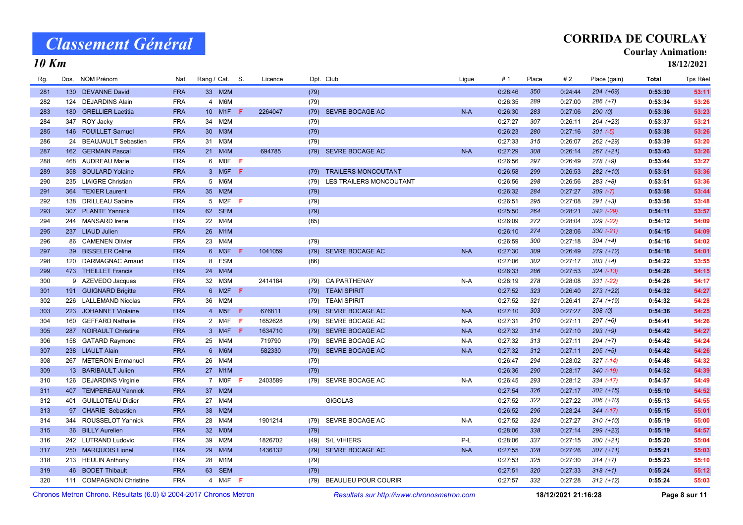# Classement Général

## 10 Km

**CORRIDA DE COURLAY**
**Courlay Animations**
**18/12/2021**

| Rg. | Dos. | NOM Prénom | Nat. | Rang / Cat. | | S. | Licence | Dpt. | Club | Ligue | # 1 | Place | # 2 | Place (gain) | Total | Tps Réel |
|---|---|---|---|---|---|---|---|---|---|---|---|---|---|---|---|---|
| 281 | 130 | DEVANNE David | FRA | 33 | M2M | | | (79) | | | 0:28:46 | 350 | 0:24:44 | 204 (+69) | 0:53:30 | 53:11 |
| 282 | 124 | DEJARDINS Alain | FRA | 4 | M6M | | | (79) | | | 0:26:35 | 289 | 0:27:00 | 286 (+7) | 0:53:34 | 53:26 |
| 283 | 180 | GRELLIER Laetitia | FRA | 10 | M1F | F | 2264047 | (79) | SEVRE BOCAGE AC | N-A | 0:26:30 | 283 | 0:27:06 | 290 (0) | 0:53:36 | 53:23 |
| 284 | 347 | ROY Jacky | FRA | 34 | M2M | | | (79) | | | 0:27:27 | 307 | 0:26:11 | 264 (+23) | 0:53:37 | 53:21 |
| 285 | 146 | FOUILLET Samuel | FRA | 30 | M3M | | | (79) | | | 0:26:23 | 280 | 0:27:16 | 301 (-5) | 0:53:38 | 53:26 |
| 286 | 24 | BEAUJAULT Sebastien | FRA | 31 | M3M | | | (79) | | | 0:27:33 | 315 | 0:26:07 | 262 (+29) | 0:53:39 | 53:20 |
| 287 | 162 | GERMAIN Pascal | FRA | 21 | M4M | | 694785 | (79) | SEVRE BOCAGE AC | N-A | 0:27:29 | 308 | 0:26:14 | 267 (+21) | 0:53:43 | 53:26 |
| 288 | 468 | AUDREAU Marie | FRA | 6 | M0F | F | | | | | 0:26:56 | 297 | 0:26:49 | 278 (+9) | 0:53:44 | 53:27 |
| 289 | 358 | SOULARD Yolaine | FRA | 3 | M5F | F | | (79) | TRAILERS MONCOUTANT | | 0:26:58 | 299 | 0:26:53 | 282 (+10) | 0:53:51 | 53:36 |
| 290 | 235 | LIAIGRE Christian | FRA | 5 | M6M | | | (79) | LES TRAILERS MONCOUTANT | | 0:26:56 | 298 | 0:26:56 | 283 (+8) | 0:53:51 | 53:36 |
| 291 | 364 | TEXIER Laurent | FRA | 35 | M2M | | | (79) | | | 0:26:32 | 284 | 0:27:27 | 309 (-7) | 0:53:58 | 53:44 |
| 292 | 138 | DRILLEAU Sabine | FRA | 5 | M2F | F | | (79) | | | 0:26:51 | 295 | 0:27:08 | 291 (+3) | 0:53:58 | 53:48 |
| 293 | 307 | PLANTE Yannick | FRA | 62 | SEM | | | (79) | | | 0:25:50 | 264 | 0:28:21 | 342 (-29) | 0:54:11 | 53:57 |
| 294 | 244 | MANSARD Irene | FRA | 22 | M4M | | | (85) | | | 0:26:09 | 272 | 0:28:04 | 329 (-22) | 0:54:12 | 54:09 |
| 295 | 237 | LIAUD Julien | FRA | 26 | M1M | | | | | | 0:26:10 | 274 | 0:28:06 | 330 (-21) | 0:54:15 | 54:09 |
| 296 | 86 | CAMENEN Olivier | FRA | 23 | M4M | | | (79) | | | 0:26:59 | 300 | 0:27:18 | 304 (+4) | 0:54:16 | 54:02 |
| 297 | 39 | BISSELER Celine | FRA | 6 | M3F | F | 1041059 | (79) | SEVRE BOCAGE AC | N-A | 0:27:30 | 309 | 0:26:49 | 279 (+12) | 0:54:18 | 54:01 |
| 298 | 120 | DARMAGNAC Arnaud | FRA | 8 | ESM | | | (86) | | | 0:27:06 | 302 | 0:27:17 | 303 (+4) | 0:54:22 | 53:55 |
| 299 | 473 | THEILLET Francis | FRA | 24 | M4M | | | | | | 0:26:33 | 286 | 0:27:53 | 324 (-13) | 0:54:26 | 54:15 |
| 300 | 9 | AZEVEDO Jacques | FRA | 32 | M3M | | 2414184 | (79) | CA PARTHENAY | N-A | 0:26:19 | 278 | 0:28:08 | 331 (-22) | 0:54:26 | 54:17 |
| 301 | 191 | GUIGNARD Brigitte | FRA | 6 | M2F | F | | (79) | TEAM SPIRIT | | 0:27:52 | 323 | 0:26:40 | 273 (+22) | 0:54:32 | 54:27 |
| 302 | 226 | LALLEMAND Nicolas | FRA | 36 | M2M | | | (79) | TEAM SPIRIT | | 0:27:52 | 321 | 0:26:41 | 274 (+19) | 0:54:32 | 54:28 |
| 303 | 223 | JOHANNET Violaine | FRA | 4 | M5F | F | 676811 | (79) | SEVRE BOCAGE AC | N-A | 0:27:10 | 303 | 0:27:27 | 308 (0) | 0:54:36 | 54:25 |
| 304 | 160 | GEFFARD Nathalie | FRA | 2 | M4F | F | 1652628 | (79) | SEVRE BOCAGE AC | N-A | 0:27:31 | 310 | 0:27:11 | 297 (+6) | 0:54:41 | 54:26 |
| 305 | 287 | NOIRAULT Christine | FRA | 3 | M4F | F | 1634710 | (79) | SEVRE BOCAGE AC | N-A | 0:27:32 | 314 | 0:27:10 | 293 (+9) | 0:54:42 | 54:27 |
| 306 | 158 | GATARD Raymond | FRA | 25 | M4M | | 719790 | (79) | SEVRE BOCAGE AC | N-A | 0:27:32 | 313 | 0:27:11 | 294 (+7) | 0:54:42 | 54:24 |
| 307 | 238 | LIAULT Alain | FRA | 6 | M6M | | 582330 | (79) | SEVRE BOCAGE AC | N-A | 0:27:32 | 312 | 0:27:11 | 295 (+5) | 0:54:42 | 54:26 |
| 308 | 267 | METERON Emmanuel | FRA | 26 | M4M | | | (79) | | | 0:26:47 | 294 | 0:28:02 | 327 (-14) | 0:54:48 | 54:32 |
| 309 | 13 | BARIBAULT Julien | FRA | 27 | M1M | | | (79) | | | 0:26:36 | 290 | 0:28:17 | 340 (-19) | 0:54:52 | 54:39 |
| 310 | 126 | DEJARDINS Virginie | FRA | 7 | M0F | F | 2403589 | (79) | SEVRE BOCAGE AC | N-A | 0:26:45 | 293 | 0:28:12 | 334 (-17) | 0:54:57 | 54:49 |
| 311 | 407 | TEMPEREAU Yannick | FRA | 37 | M2M | | | | | | 0:27:54 | 326 | 0:27:17 | 302 (+15) | 0:55:10 | 54:52 |
| 312 | 401 | GUILLOTEAU Didier | FRA | 27 | M4M | | | | GIGOLAS | | 0:27:52 | 322 | 0:27:22 | 306 (+10) | 0:55:13 | 54:55 |
| 313 | 97 | CHARIE Sebastien | FRA | 38 | M2M | | | | | | 0:26:52 | 296 | 0:28:24 | 344 (-17) | 0:55:15 | 55:01 |
| 314 | 344 | ROUSSELOT Yannick | FRA | 28 | M4M | | 1901214 | (79) | SEVRE BOCAGE AC | N-A | 0:27:52 | 324 | 0:27:27 | 310 (+10) | 0:55:19 | 55:00 |
| 315 | 36 | BILLY Aurelien | FRA | 32 | M0M | | | (79) | | | 0:28:06 | 338 | 0:27:14 | 299 (+23) | 0:55:19 | 54:57 |
| 316 | 242 | LUTRAND Ludovic | FRA | 39 | M2M | | 1826702 | (49) | S/L VIHIERS | P-L | 0:28:06 | 337 | 0:27:15 | 300 (+21) | 0:55:20 | 55:04 |
| 317 | 250 | MARQUOIS Lionel | FRA | 29 | M4M | | 1436132 | (79) | SEVRE BOCAGE AC | N-A | 0:27:55 | 328 | 0:27:26 | 307 (+11) | 0:55:21 | 55:03 |
| 318 | 213 | HEULIN Anthony | FRA | 28 | M1M | | | (79) | | | 0:27:53 | 325 | 0:27:30 | 314 (+7) | 0:55:23 | 55:10 |
| 319 | 46 | BODET Thibault | FRA | 63 | SEM | | | (79) | | | 0:27:51 | 320 | 0:27:33 | 318 (+1) | 0:55:24 | 55:12 |
| 320 | 111 | COMPAGNON Christine | FRA | 4 | M4F | F | | (79) | BEAULIEU POUR COURIR | | 0:27:57 | 332 | 0:27:28 | 312 (+12) | 0:55:24 | 55:03 |

Chronos Metron Chrono. Résultats (6.0) © 2004-2017 Chronos Metron — *Resultats sur http://www.chronosmetron.com* — 18/12/2021 21:16:28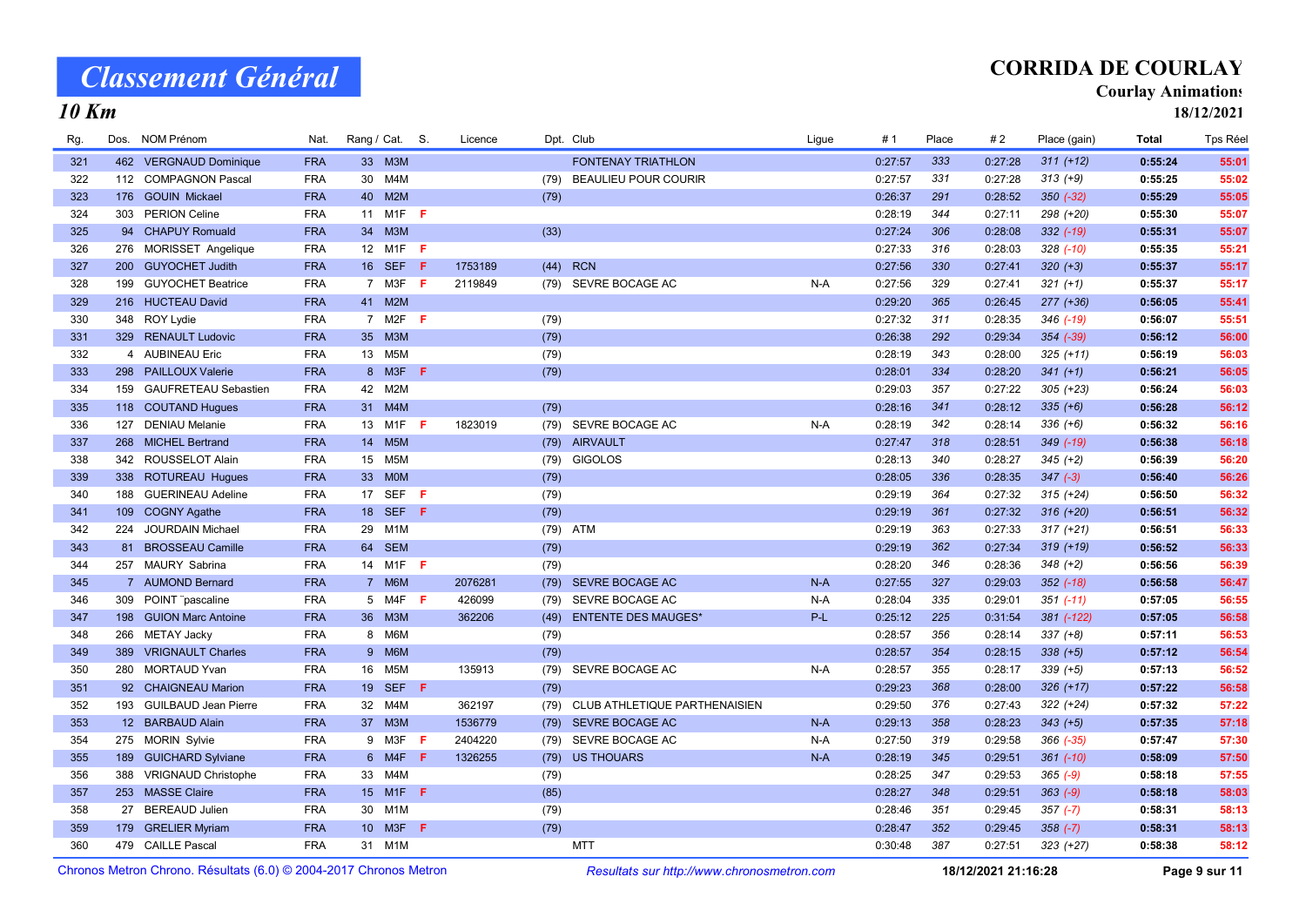# Classement Général

## 10 Km

**CORRIDA DE COURLAY**
**Courlay Animations**
**18/12/2021**

| Rg. | Dos. | NOM Prénom | Nat. | Rang / Cat. | | S. | Licence | Dpt. | Club | Ligue | # 1 | Place | # 2 | Place (gain) | Total | Tps Réel |
|---|---|---|---|---|---|---|---|---|---|---|---|---|---|---|---|---|
| 321 | 462 | VERGNAUD Dominique | FRA | 33 | M3M | | | | FONTENAY TRIATHLON | | 0:27:57 | 333 | 0:27:28 | 311 (+12) | 0:55:24 | 55:01 |
| 322 | 112 | COMPAGNON Pascal | FRA | 30 | M4M | | | (79) | BEAULIEU POUR COURIR | | 0:27:57 | 331 | 0:27:28 | 313 (+9) | 0:55:25 | 55:02 |
| 323 | 176 | GOUIN Mickael | FRA | 40 | M2M | | | (79) | | | 0:26:37 | 291 | 0:28:52 | 350 (-32) | 0:55:29 | 55:05 |
| 324 | 303 | PERION Celine | FRA | 11 | M1F | F | | | | | 0:28:19 | 344 | 0:27:11 | 298 (+20) | 0:55:30 | 55:07 |
| 325 | 94 | CHAPUY Romuald | FRA | 34 | M3M | | | (33) | | | 0:27:24 | 306 | 0:28:08 | 332 (-19) | 0:55:31 | 55:07 |
| 326 | 276 | MORISSET Angelique | FRA | 12 | M1F | F | | | | | 0:27:33 | 316 | 0:28:03 | 328 (-10) | 0:55:35 | 55:21 |
| 327 | 200 | GUYOCHET Judith | FRA | 16 | SEF | F | 1753189 | (44) | RCN | | 0:27:56 | 330 | 0:27:41 | 320 (+3) | 0:55:37 | 55:17 |
| 328 | 199 | GUYOCHET Beatrice | FRA | 7 | M3F | F | 2119849 | (79) | SEVRE BOCAGE AC | N-A | 0:27:56 | 329 | 0:27:41 | 321 (+1) | 0:55:37 | 55:17 |
| 329 | 216 | HUCTEAU David | FRA | 41 | M2M | | | | | | 0:29:20 | 365 | 0:26:45 | 277 (+36) | 0:56:05 | 55:41 |
| 330 | 348 | ROY Lydie | FRA | 7 | M2F | F | | (79) | | | 0:27:32 | 311 | 0:28:35 | 346 (-19) | 0:56:07 | 55:51 |
| 331 | 329 | RENAULT Ludovic | FRA | 35 | M3M | | | (79) | | | 0:26:38 | 292 | 0:29:34 | 354 (-39) | 0:56:12 | 56:00 |
| 332 | 4 | AUBINEAU Eric | FRA | 13 | M5M | | | (79) | | | 0:28:19 | 343 | 0:28:00 | 325 (+11) | 0:56:19 | 56:03 |
| 333 | 298 | PAILLOUX Valerie | FRA | 8 | M3F | F | | (79) | | | 0:28:01 | 334 | 0:28:20 | 341 (+1) | 0:56:21 | 56:05 |
| 334 | 159 | GAUFRETEAU Sebastien | FRA | 42 | M2M | | | | | | 0:29:03 | 357 | 0:27:22 | 305 (+23) | 0:56:24 | 56:03 |
| 335 | 118 | COUTAND Hugues | FRA | 31 | M4M | | | (79) | | | 0:28:16 | 341 | 0:28:12 | 335 (+6) | 0:56:28 | 56:12 |
| 336 | 127 | DENIAU Melanie | FRA | 13 | M1F | F | 1823019 | (79) | SEVRE BOCAGE AC | N-A | 0:28:19 | 342 | 0:28:14 | 336 (+6) | 0:56:32 | 56:16 |
| 337 | 268 | MICHEL Bertrand | FRA | 14 | M5M | | | (79) | AIRVAULT | | 0:27:47 | 318 | 0:28:51 | 349 (-19) | 0:56:38 | 56:18 |
| 338 | 342 | ROUSSELOT Alain | FRA | 15 | M5M | | | (79) | GIGOLOS | | 0:28:13 | 340 | 0:28:27 | 345 (+2) | 0:56:39 | 56:20 |
| 339 | 338 | ROTUREAU Hugues | FRA | 33 | M0M | | | (79) | | | 0:28:05 | 336 | 0:28:35 | 347 (-3) | 0:56:40 | 56:26 |
| 340 | 188 | GUERINEAU Adeline | FRA | 17 | SEF | F | | (79) | | | 0:29:19 | 364 | 0:27:32 | 315 (+24) | 0:56:50 | 56:32 |
| 341 | 109 | COGNY Agathe | FRA | 18 | SEF | F | | (79) | | | 0:29:19 | 361 | 0:27:32 | 316 (+20) | 0:56:51 | 56:32 |
| 342 | 224 | JOURDAIN Michael | FRA | 29 | M1M | | | (79) | ATM | | 0:29:19 | 363 | 0:27:33 | 317 (+21) | 0:56:51 | 56:33 |
| 343 | 81 | BROSSEAU Camille | FRA | 64 | SEM | | | (79) | | | 0:29:19 | 362 | 0:27:34 | 319 (+19) | 0:56:52 | 56:33 |
| 344 | 257 | MAURY Sabrina | FRA | 14 | M1F | F | | (79) | | | 0:28:20 | 346 | 0:28:36 | 348 (+2) | 0:56:56 | 56:39 |
| 345 | 7 | AUMOND Bernard | FRA | 7 | M6M | | 2076281 | (79) | SEVRE BOCAGE AC | N-A | 0:27:55 | 327 | 0:29:03 | 352 (-18) | 0:56:58 | 56:47 |
| 346 | 309 | POINT ¨pascaline | FRA | 5 | M4F | F | 426099 | (79) | SEVRE BOCAGE AC | N-A | 0:28:04 | 335 | 0:29:01 | 351 (-11) | 0:57:05 | 56:55 |
| 347 | 198 | GUION Marc Antoine | FRA | 36 | M3M | | 362206 | (49) | ENTENTE DES MAUGES* | P-L | 0:25:12 | 225 | 0:31:54 | 381 (-122) | 0:57:05 | 56:58 |
| 348 | 266 | METAY Jacky | FRA | 8 | M6M | | | (79) | | | 0:28:57 | 356 | 0:28:14 | 337 (+8) | 0:57:11 | 56:53 |
| 349 | 389 | VRIGNAULT Charles | FRA | 9 | M6M | | | (79) | | | 0:28:57 | 354 | 0:28:15 | 338 (+5) | 0:57:12 | 56:54 |
| 350 | 280 | MORTAUD Yvan | FRA | 16 | M5M | | 135913 | (79) | SEVRE BOCAGE AC | N-A | 0:28:57 | 355 | 0:28:17 | 339 (+5) | 0:57:13 | 56:52 |
| 351 | 92 | CHAIGNEAU Marion | FRA | 19 | SEF | F | | (79) | | | 0:29:23 | 368 | 0:28:00 | 326 (+17) | 0:57:22 | 56:58 |
| 352 | 193 | GUILBAUD Jean Pierre | FRA | 32 | M4M | | 362197 | (79) | CLUB ATHLETIQUE PARTHENAISIEN | | 0:29:50 | 376 | 0:27:43 | 322 (+24) | 0:57:32 | 57:22 |
| 353 | 12 | BARBAUD Alain | FRA | 37 | M3M | | 1536779 | (79) | SEVRE BOCAGE AC | N-A | 0:29:13 | 358 | 0:28:23 | 343 (+5) | 0:57:35 | 57:18 |
| 354 | 275 | MORIN Sylvie | FRA | 9 | M3F | F | 2404220 | (79) | SEVRE BOCAGE AC | N-A | 0:27:50 | 319 | 0:29:58 | 366 (-35) | 0:57:47 | 57:30 |
| 355 | 189 | GUICHARD Sylviane | FRA | 6 | M4F | F | 1326255 | (79) | US THOUARS | N-A | 0:28:19 | 345 | 0:29:51 | 361 (-10) | 0:58:09 | 57:50 |
| 356 | 388 | VRIGNAUD Christophe | FRA | 33 | M4M | | | (79) | | | 0:28:25 | 347 | 0:29:53 | 365 (-9) | 0:58:18 | 57:55 |
| 357 | 253 | MASSE Claire | FRA | 15 | M1F | F | | (85) | | | 0:28:27 | 348 | 0:29:51 | 363 (-9) | 0:58:18 | 58:03 |
| 358 | 27 | BEREAUD Julien | FRA | 30 | M1M | | | (79) | | | 0:28:46 | 351 | 0:29:45 | 357 (-7) | 0:58:31 | 58:13 |
| 359 | 179 | GRELIER Myriam | FRA | 10 | M3F | F | | (79) | | | 0:28:47 | 352 | 0:29:45 | 358 (-7) | 0:58:31 | 58:13 |
| 360 | 479 | CAILLE Pascal | FRA | 31 | M1M | | | | MTT | | 0:30:48 | 387 | 0:27:51 | 323 (+27) | 0:58:38 | 58:12 |

Chronos Metron Chrono. Résultats (6.0) © 2004-2017 Chronos Metron — *Resultats sur http://www.chronosmetron.com* — 18/12/2021 21:16:28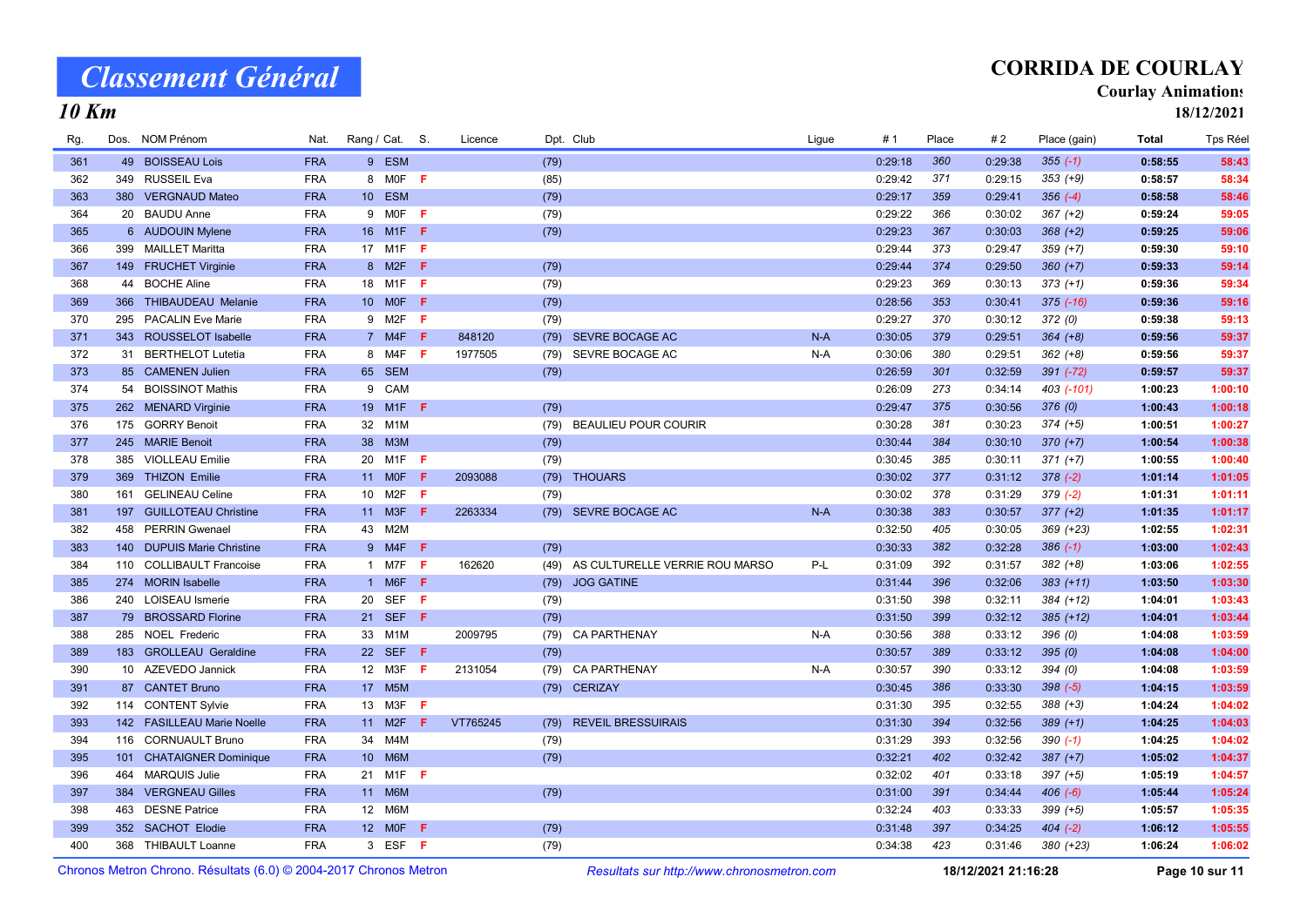# Classement Général

## 10 Km

**CORRIDA DE COURLAY**
**Courlay Animations**
**18/12/2021**

| Rg. | Dos. | NOM Prénom | Nat. | Rang / Cat. | | S. | Licence | Dpt. | Club | Ligue | # 1 | Place | # 2 | Place (gain) | Total | Tps Réel |
|---|---|---|---|---|---|---|---|---|---|---|---|---|---|---|---|---|
| 361 | 49 | BOISSEAU Lois | FRA | 9 | ESM | | | (79) | | | 0:29:18 | 360 | 0:29:38 | 355 (-1) | 0:58:55 | 58:43 |
| 362 | 349 | RUSSEIL Eva | FRA | 8 | M0F | F | | (85) | | | 0:29:42 | 371 | 0:29:15 | 353 (+9) | 0:58:57 | 58:34 |
| 363 | 380 | VERGNAUD Mateo | FRA | 10 | ESM | | | (79) | | | 0:29:17 | 359 | 0:29:41 | 356 (-4) | 0:58:58 | 58:46 |
| 364 | 20 | BAUDU Anne | FRA | 9 | M0F | F | | (79) | | | 0:29:22 | 366 | 0:30:02 | 367 (+2) | 0:59:24 | 59:05 |
| 365 | 6 | AUDOUIN Mylene | FRA | 16 | M1F | F | | (79) | | | 0:29:23 | 367 | 0:30:03 | 368 (+2) | 0:59:25 | 59:06 |
| 366 | 399 | MAILLET Maritta | FRA | 17 | M1F | F | | | | | 0:29:44 | 373 | 0:29:47 | 359 (+7) | 0:59:30 | 59:10 |
| 367 | 149 | FRUCHET Virginie | FRA | 8 | M2F | F | | (79) | | | 0:29:44 | 374 | 0:29:50 | 360 (+7) | 0:59:33 | 59:14 |
| 368 | 44 | BOCHE Aline | FRA | 18 | M1F | F | | (79) | | | 0:29:23 | 369 | 0:30:13 | 373 (+1) | 0:59:36 | 59:34 |
| 369 | 366 | THIBAUDEAU Melanie | FRA | 10 | M0F | F | | (79) | | | 0:28:56 | 353 | 0:30:41 | 375 (-16) | 0:59:36 | 59:16 |
| 370 | 295 | PACALIN Eve Marie | FRA | 9 | M2F | F | | (79) | | | 0:29:27 | 370 | 0:30:12 | 372 (0) | 0:59:38 | 59:13 |
| 371 | 343 | ROUSSELOT Isabelle | FRA | 7 | M4F | F | 848120 | (79) | SEVRE BOCAGE AC | N-A | 0:30:05 | 379 | 0:29:51 | 364 (+8) | 0:59:56 | 59:37 |
| 372 | 31 | BERTHELOT Lutetia | FRA | 8 | M4F | F | 1977505 | (79) | SEVRE BOCAGE AC | N-A | 0:30:06 | 380 | 0:29:51 | 362 (+8) | 0:59:56 | 59:37 |
| 373 | 85 | CAMENEN Julien | FRA | 65 | SEM | | | (79) | | | 0:26:59 | 301 | 0:32:59 | 391 (-72) | 0:59:57 | 59:37 |
| 374 | 54 | BOISSINOT Mathis | FRA | 9 | CAM | | | | | | 0:26:09 | 273 | 0:34:14 | 403 (-101) | 1:00:23 | 1:00:10 |
| 375 | 262 | MENARD Virginie | FRA | 19 | M1F | F | | (79) | | | 0:29:47 | 375 | 0:30:56 | 376 (0) | 1:00:43 | 1:00:18 |
| 376 | 175 | GORRY Benoit | FRA | 32 | M1M | | | (79) | BEAULIEU POUR COURIR | | 0:30:28 | 381 | 0:30:23 | 374 (+5) | 1:00:51 | 1:00:27 |
| 377 | 245 | MARIE Benoit | FRA | 38 | M3M | | | (79) | | | 0:30:44 | 384 | 0:30:10 | 370 (+7) | 1:00:54 | 1:00:38 |
| 378 | 385 | VIOLLEAU Emilie | FRA | 20 | M1F | F | | (79) | | | 0:30:45 | 385 | 0:30:11 | 371 (+7) | 1:00:55 | 1:00:40 |
| 379 | 369 | THIZON Emilie | FRA | 11 | M0F | F | 2093088 | (79) | THOUARS | | 0:30:02 | 377 | 0:31:12 | 378 (-2) | 1:01:14 | 1:01:05 |
| 380 | 161 | GELINEAU Celine | FRA | 10 | M2F | F | | (79) | | | 0:30:02 | 378 | 0:31:29 | 379 (-2) | 1:01:31 | 1:01:11 |
| 381 | 197 | GUILLOTEAU Christine | FRA | 11 | M3F | F | 2263334 | (79) | SEVRE BOCAGE AC | N-A | 0:30:38 | 383 | 0:30:57 | 377 (+2) | 1:01:35 | 1:01:17 |
| 382 | 458 | PERRIN Gwenael | FRA | 43 | M2M | | | | | | 0:32:50 | 405 | 0:30:05 | 369 (+23) | 1:02:55 | 1:02:31 |
| 383 | 140 | DUPUIS Marie Christine | FRA | 9 | M4F | F | | (79) | | | 0:30:33 | 382 | 0:32:28 | 386 (-1) | 1:03:00 | 1:02:43 |
| 384 | 110 | COLLIBAULT Francoise | FRA | 1 | M7F | F | 162620 | (49) | AS CULTURELLE VERRIE ROU MARSO | P-L | 0:31:09 | 392 | 0:31:57 | 382 (+8) | 1:03:06 | 1:02:55 |
| 385 | 274 | MORIN Isabelle | FRA | 1 | M6F | F | | (79) | JOG GATINE | | 0:31:44 | 396 | 0:32:06 | 383 (+11) | 1:03:50 | 1:03:30 |
| 386 | 240 | LOISEAU Ismerie | FRA | 20 | SEF | F | | (79) | | | 0:31:50 | 398 | 0:32:11 | 384 (+12) | 1:04:01 | 1:03:43 |
| 387 | 79 | BROSSARD Florine | FRA | 21 | SEF | F | | (79) | | | 0:31:50 | 399 | 0:32:12 | 385 (+12) | 1:04:01 | 1:03:44 |
| 388 | 285 | NOEL Frederic | FRA | 33 | M1M | | 2009795 | (79) | CA PARTHENAY | N-A | 0:30:56 | 388 | 0:33:12 | 396 (0) | 1:04:08 | 1:03:59 |
| 389 | 183 | GROLLEAU Geraldine | FRA | 22 | SEF | F | | (79) | | | 0:30:57 | 389 | 0:33:12 | 395 (0) | 1:04:08 | 1:04:00 |
| 390 | 10 | AZEVEDO Jannick | FRA | 12 | M3F | F | 2131054 | (79) | CA PARTHENAY | N-A | 0:30:57 | 390 | 0:33:12 | 394 (0) | 1:04:08 | 1:03:59 |
| 391 | 87 | CANTET Bruno | FRA | 17 | M5M | | | (79) | CERIZAY | | 0:30:45 | 386 | 0:33:30 | 398 (-5) | 1:04:15 | 1:03:59 |
| 392 | 114 | CONTENT Sylvie | FRA | 13 | M3F | F | | | | | 0:31:30 | 395 | 0:32:55 | 388 (+3) | 1:04:24 | 1:04:02 |
| 393 | 142 | FASILLEAU Marie Noelle | FRA | 11 | M2F | F | VT765245 | (79) | REVEIL BRESSUIRAIS | | 0:31:30 | 394 | 0:32:56 | 389 (+1) | 1:04:25 | 1:04:03 |
| 394 | 116 | CORNUAULT Bruno | FRA | 34 | M4M | | | (79) | | | 0:31:29 | 393 | 0:32:56 | 390 (-1) | 1:04:25 | 1:04:02 |
| 395 | 101 | CHATAIGNER Dominique | FRA | 10 | M6M | | | (79) | | | 0:32:21 | 402 | 0:32:42 | 387 (+7) | 1:05:02 | 1:04:37 |
| 396 | 464 | MARQUIS Julie | FRA | 21 | M1F | F | | | | | 0:32:02 | 401 | 0:33:18 | 397 (+5) | 1:05:19 | 1:04:57 |
| 397 | 384 | VERGNEAU Gilles | FRA | 11 | M6M | | | (79) | | | 0:31:00 | 391 | 0:34:44 | 406 (-6) | 1:05:44 | 1:05:24 |
| 398 | 463 | DESNE Patrice | FRA | 12 | M6M | | | | | | 0:32:24 | 403 | 0:33:33 | 399 (+5) | 1:05:57 | 1:05:35 |
| 399 | 352 | SACHOT Elodie | FRA | 12 | M0F | F | | (79) | | | 0:31:48 | 397 | 0:34:25 | 404 (-2) | 1:06:12 | 1:05:55 |
| 400 | 368 | THIBAULT Loanne | FRA | 3 | ESF | F | | (79) | | | 0:34:38 | 423 | 0:31:46 | 380 (+23) | 1:06:24 | 1:06:02 |

Chronos Metron Chrono. Résultats (6.0) © 2004-2017 Chronos Metron — *Resultats sur http://www.chronosmetron.com* — 18/12/2021 21:16:28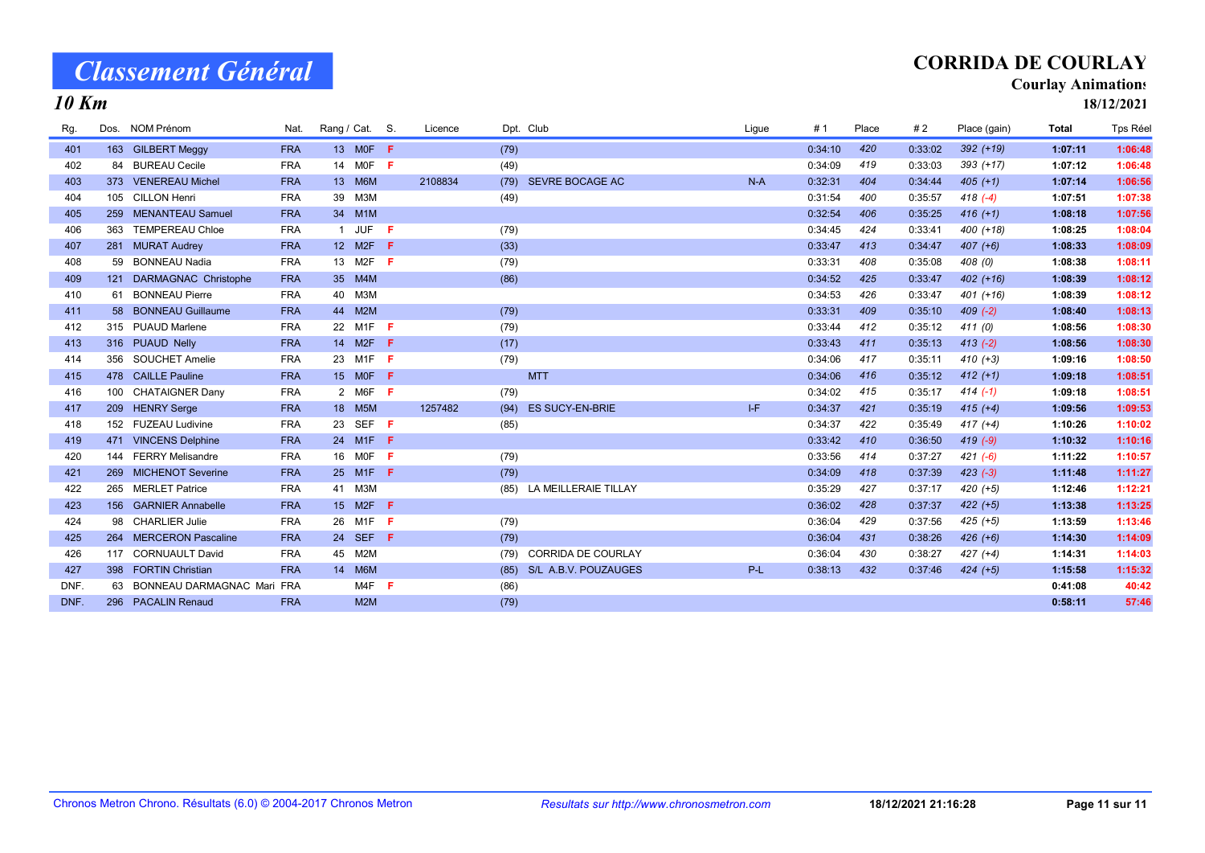# Classement Général

## 10 Km

**CORRIDA DE COURLAY**

**Courlay Animations**

**18/12/2021**

| Rg. | Dos. | NOM Prénom | Nat. | Rang / Cat. | | S. | Licence | Dpt. | Club | Ligue | # 1 | Place | # 2 | Place (gain) | Total | Tps Réel |
|---|---|---|---|---|---|---|---|---|---|---|---|---|---|---|---|---|
| 401 | 163 | GILBERT Meggy | FRA | 13 | M0F | F | | (79) | | | 0:34:10 | 420 | 0:33:02 | 392 (+19) | 1:07:11 | 1:06:48 |
| 402 | 84 | BUREAU Cecile | FRA | 14 | M0F | F | | (49) | | | 0:34:09 | 419 | 0:33:03 | 393 (+17) | 1:07:12 | 1:06:48 |
| 403 | 373 | VENEREAU Michel | FRA | 13 | M6M | | 2108834 | (79) | SEVRE BOCAGE AC | N-A | 0:32:31 | 404 | 0:34:44 | 405 (+1) | 1:07:14 | 1:06:56 |
| 404 | 105 | CILLON Henri | FRA | 39 | M3M | | | (49) | | | 0:31:54 | 400 | 0:35:57 | 418 (-4) | 1:07:51 | 1:07:38 |
| 405 | 259 | MENANTEAU Samuel | FRA | 34 | M1M | | | | | | 0:32:54 | 406 | 0:35:25 | 416 (+1) | 1:08:18 | 1:07:56 |
| 406 | 363 | TEMPEREAU Chloe | FRA | 1 | JUF | F | | (79) | | | 0:34:45 | 424 | 0:33:41 | 400 (+18) | 1:08:25 | 1:08:04 |
| 407 | 281 | MURAT Audrey | FRA | 12 | M2F | F | | (33) | | | 0:33:47 | 413 | 0:34:47 | 407 (+6) | 1:08:33 | 1:08:09 |
| 408 | 59 | BONNEAU Nadia | FRA | 13 | M2F | F | | (79) | | | 0:33:31 | 408 | 0:35:08 | 408 (0) | 1:08:38 | 1:08:11 |
| 409 | 121 | DARMAGNAC Christophe | FRA | 35 | M4M | | | (86) | | | 0:34:52 | 425 | 0:33:47 | 402 (+16) | 1:08:39 | 1:08:12 |
| 410 | 61 | BONNEAU Pierre | FRA | 40 | M3M | | | | | | 0:34:53 | 426 | 0:33:47 | 401 (+16) | 1:08:39 | 1:08:12 |
| 411 | 58 | BONNEAU Guillaume | FRA | 44 | M2M | | | (79) | | | 0:33:31 | 409 | 0:35:10 | 409 (-2) | 1:08:40 | 1:08:13 |
| 412 | 315 | PUAUD Marlene | FRA | 22 | M1F | F | | (79) | | | 0:33:44 | 412 | 0:35:12 | 411 (0) | 1:08:56 | 1:08:30 |
| 413 | 316 | PUAUD Nelly | FRA | 14 | M2F | F | | (17) | | | 0:33:43 | 411 | 0:35:13 | 413 (-2) | 1:08:56 | 1:08:30 |
| 414 | 356 | SOUCHET Amelie | FRA | 23 | M1F | F | | (79) | | | 0:34:06 | 417 | 0:35:11 | 410 (+3) | 1:09:16 | 1:08:50 |
| 415 | 478 | CAILLE Pauline | FRA | 15 | M0F | F | | | MTT | | 0:34:06 | 416 | 0:35:12 | 412 (+1) | 1:09:18 | 1:08:51 |
| 416 | 100 | CHATAIGNER Dany | FRA | 2 | M6F | F | | (79) | | | 0:34:02 | 415 | 0:35:17 | 414 (-1) | 1:09:18 | 1:08:51 |
| 417 | 209 | HENRY Serge | FRA | 18 | M5M | | 1257482 | (94) | ES SUCY-EN-BRIE | I-F | 0:34:37 | 421 | 0:35:19 | 415 (+4) | 1:09:56 | 1:09:53 |
| 418 | 152 | FUZEAU Ludivine | FRA | 23 | SEF | F | | (85) | | | 0:34:37 | 422 | 0:35:49 | 417 (+4) | 1:10:26 | 1:10:02 |
| 419 | 471 | VINCENS Delphine | FRA | 24 | M1F | F | | | | | 0:33:42 | 410 | 0:36:50 | 419 (-9) | 1:10:32 | 1:10:16 |
| 420 | 144 | FERRY Melisandre | FRA | 16 | M0F | F | | (79) | | | 0:33:56 | 414 | 0:37:27 | 421 (-6) | 1:11:22 | 1:10:57 |
| 421 | 269 | MICHENOT Severine | FRA | 25 | M1F | F | | (79) | | | 0:34:09 | 418 | 0:37:39 | 423 (-3) | 1:11:48 | 1:11:27 |
| 422 | 265 | MERLET Patrice | FRA | 41 | M3M | | | (85) | LA MEILLERAIE TILLAY | | 0:35:29 | 427 | 0:37:17 | 420 (+5) | 1:12:46 | 1:12:21 |
| 423 | 156 | GARNIER Annabelle | FRA | 15 | M2F | F | | | | | 0:36:02 | 428 | 0:37:37 | 422 (+5) | 1:13:38 | 1:13:25 |
| 424 | 98 | CHARLIER Julie | FRA | 26 | M1F | F | | (79) | | | 0:36:04 | 429 | 0:37:56 | 425 (+5) | 1:13:59 | 1:13:46 |
| 425 | 264 | MERCERON Pascaline | FRA | 24 | SEF | F | | (79) | | | 0:36:04 | 431 | 0:38:26 | 426 (+6) | 1:14:30 | 1:14:09 |
| 426 | 117 | CORNUAULT David | FRA | 45 | M2M | | | (79) | CORRIDA DE COURLAY | | 0:36:04 | 430 | 0:38:27 | 427 (+4) | 1:14:31 | 1:14:03 |
| 427 | 398 | FORTIN Christian | FRA | 14 | M6M | | | (85) | S/L A.B.V. POUZAUGES | P-L | 0:38:13 | 432 | 0:37:46 | 424 (+5) | 1:15:58 | 1:15:32 |
| DNF. | 63 | BONNEAU DARMAGNAC Mari | FRA | | M4F | F | | (86) | | | | | | | 0:41:08 | 40:42 |
| DNF. | 296 | PACALIN Renaud | FRA | | M2M | | | (79) | | | | | | | 0:58:11 | 57:46 |

Chronos Metron Chrono. Résultats (6.0) © 2004-2017 Chronos Metron — *Resultats sur http://www.chronosmetron.com* — 18/12/2021 21:16:28